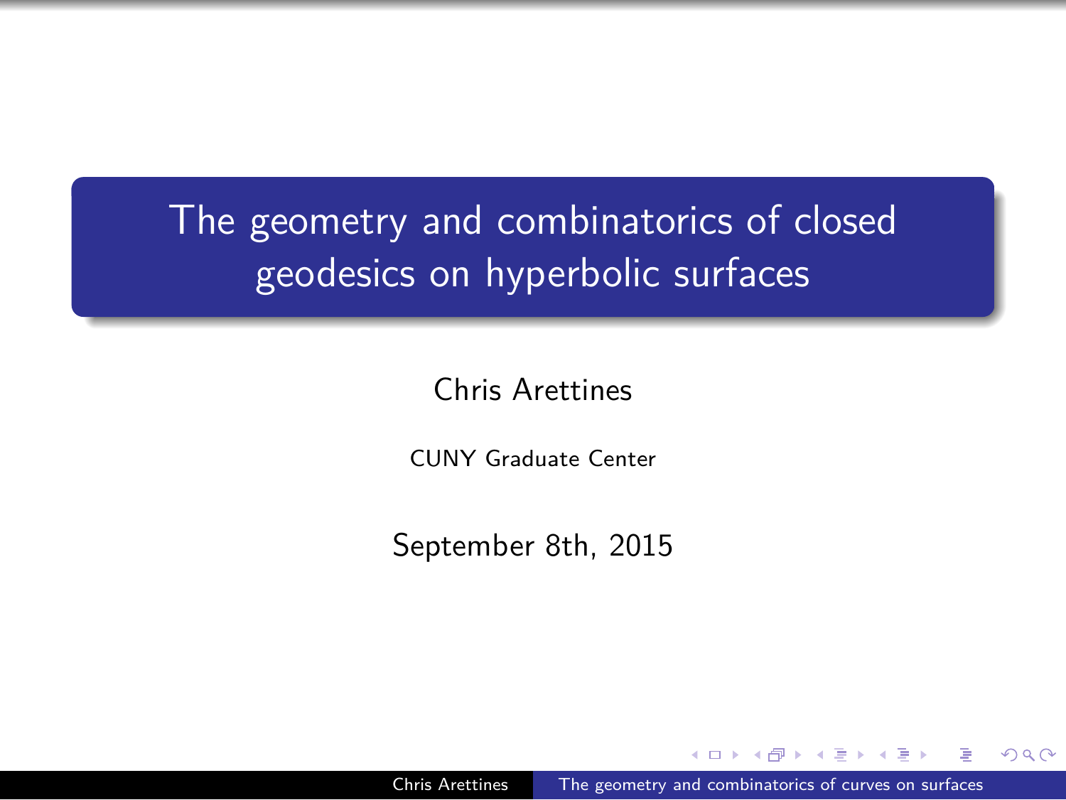# The geometry and combinatorics of closed geodesics on hyperbolic surfaces

Chris Arettines

CUNY Graduate Center

September 8th, 2015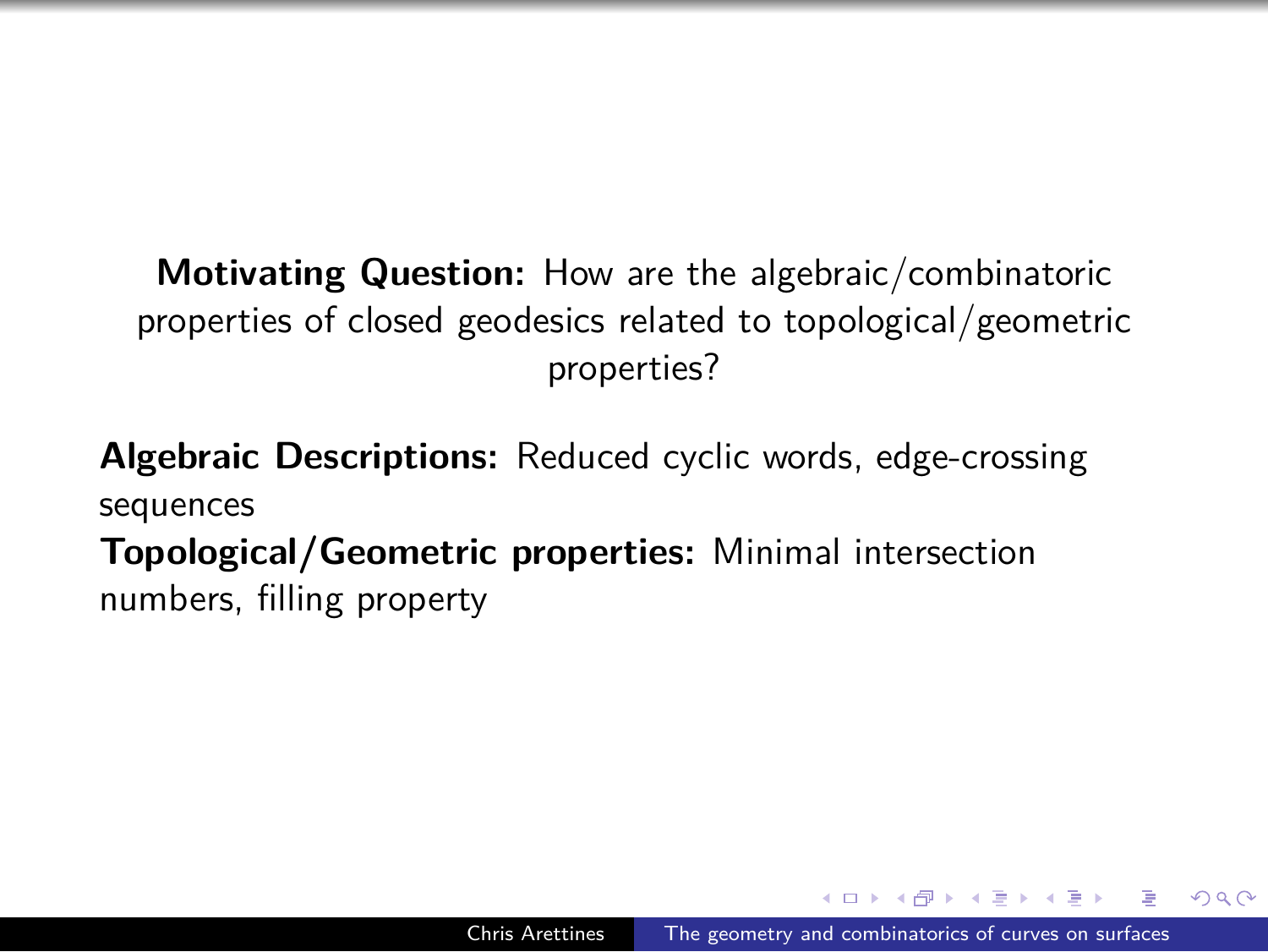**Motivating Question:** How are the algebraic/combinatoric properties of closed geodesics related to topological/geometric properties?

**Algebraic Descriptions:** Reduced cyclic words, edge-crossing sequences

**Topological/Geometric properties:** Minimal intersection numbers, filling property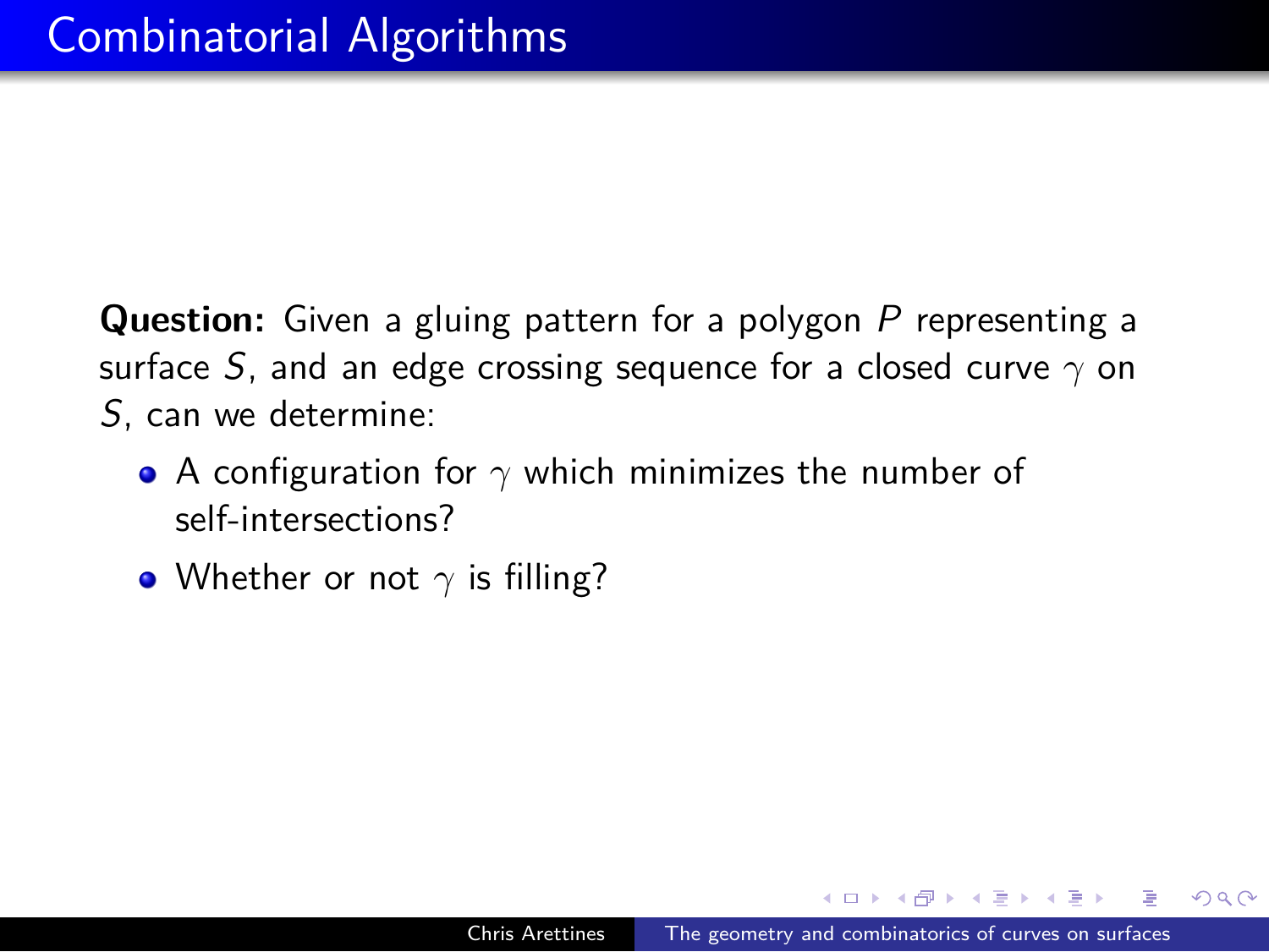# Combinatorial Algorithms

**Question:** Given a gluing pattern for a polygon $P$ representing a surface $S$, and an edge crossing sequence for a closed curve $\gamma$ on $S$, can we determine:

- A configuration for $\gamma$ which minimizes the number of self-intersections?
- Whether or not $\gamma$ is filling?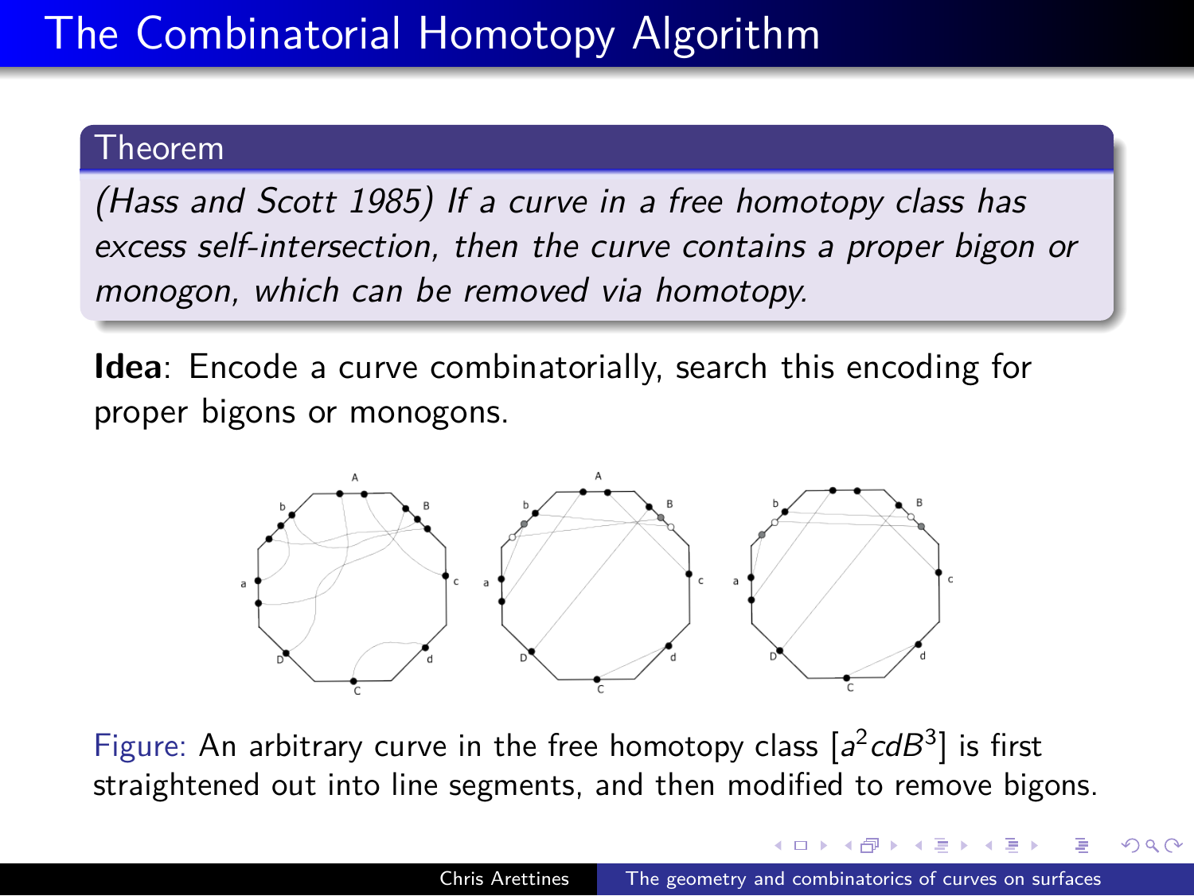# The Combinatorial Homotopy Algorithm

**Theorem**

*(Hass and Scott 1985) If a curve in a free homotopy class has excess self-intersection, then the curve contains a proper bigon or monogon, which can be removed via homotopy.*

**Idea**: Encode a curve combinatorially, search this encoding for proper bigons or monogons.

Figure: An arbitrary curve in the free homotopy class $[a^2cdB^3]$ is first straightened out into line segments, and then modified to remove bigons.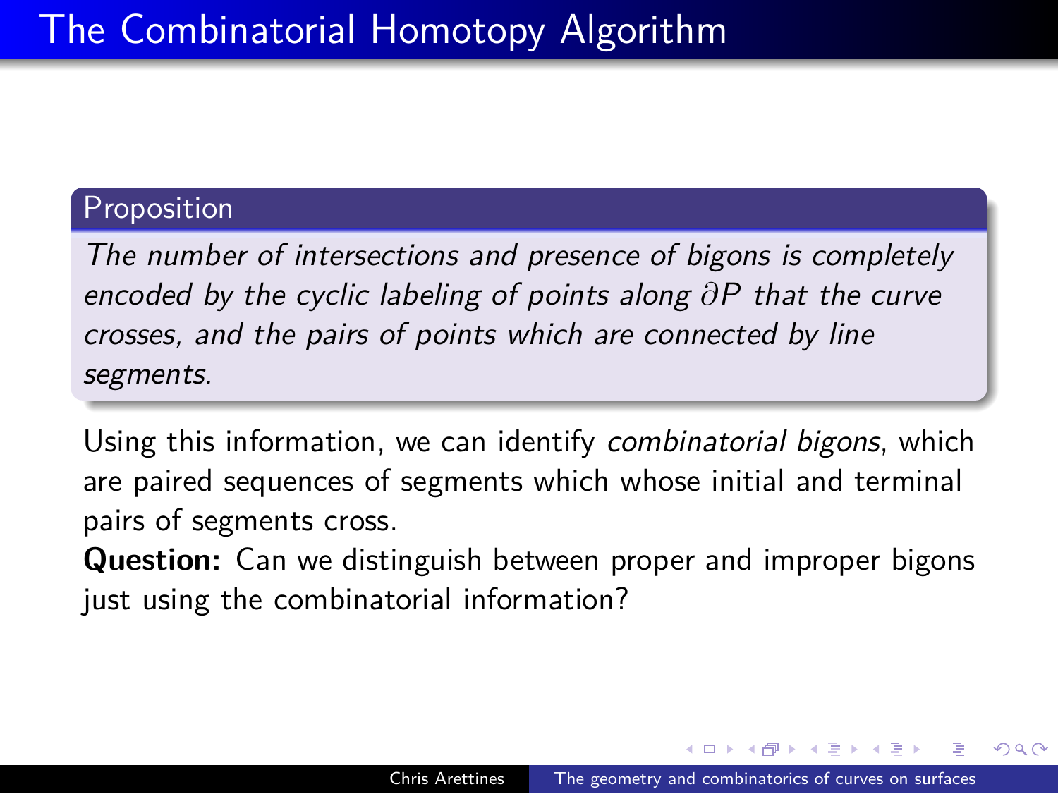# The Combinatorial Homotopy Algorithm

**Proposition**

*The number of intersections and presence of bigons is completely encoded by the cyclic labeling of points along $\partial P$ that the curve crosses, and the pairs of points which are connected by line segments.*

Using this information, we can identify *combinatorial bigons*, which are paired sequences of segments which whose initial and terminal pairs of segments cross.

**Question:** Can we distinguish between proper and improper bigons just using the combinatorial information?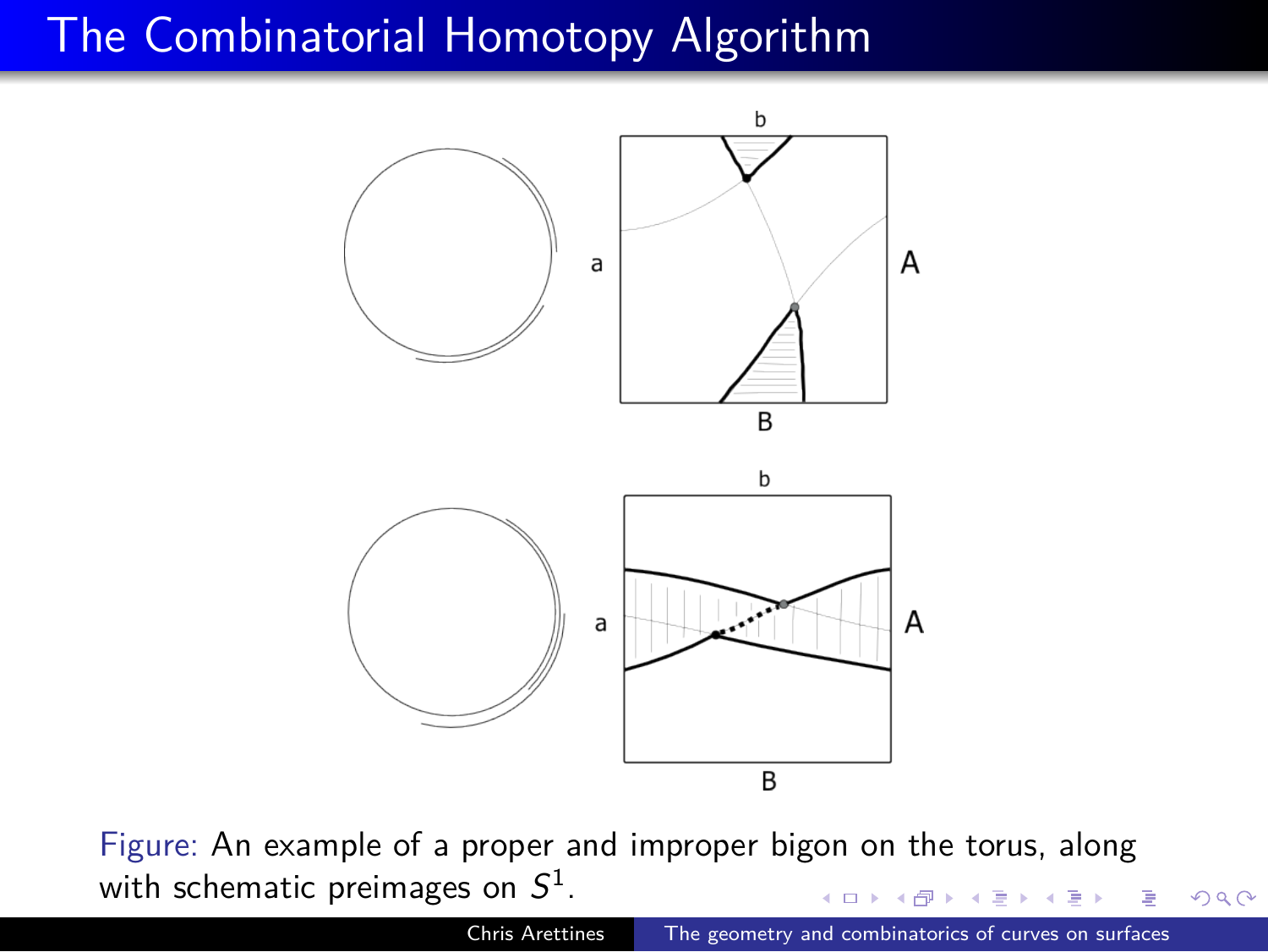# The Combinatorial Homotopy Algorithm

b

a

A

B

b

a

A

B

Figure: An example of a proper and improper bigon on the torus, along with schematic preimages on $S^1$.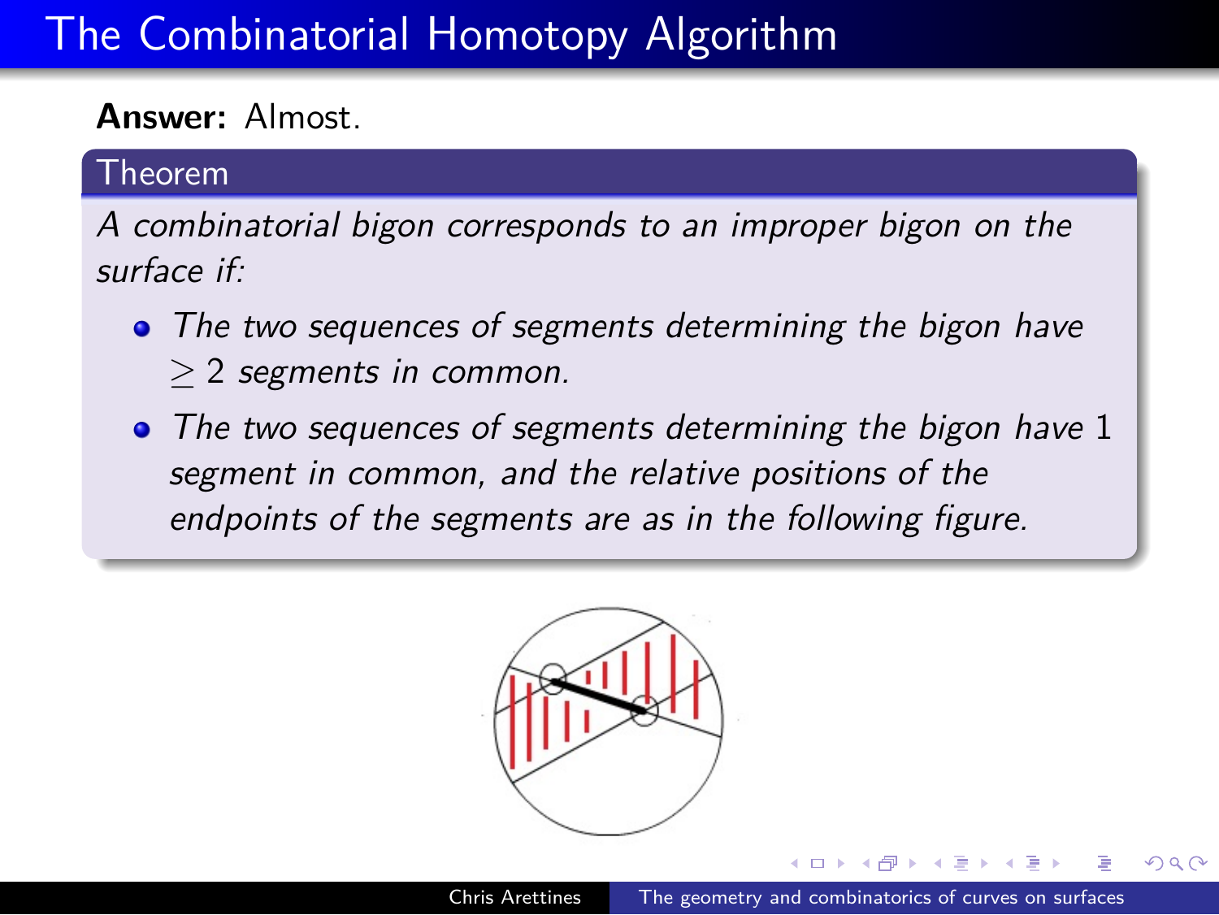# The Combinatorial Homotopy Algorithm

**Answer:** Almost.

**Theorem**

*A combinatorial bigon corresponds to an improper bigon on the surface if:*

- *The two sequences of segments determining the bigon have* $\geq 2$ *segments in common.*
- *The two sequences of segments determining the bigon have* 1 *segment in common, and the relative positions of the endpoints of the segments are as in the following figure.*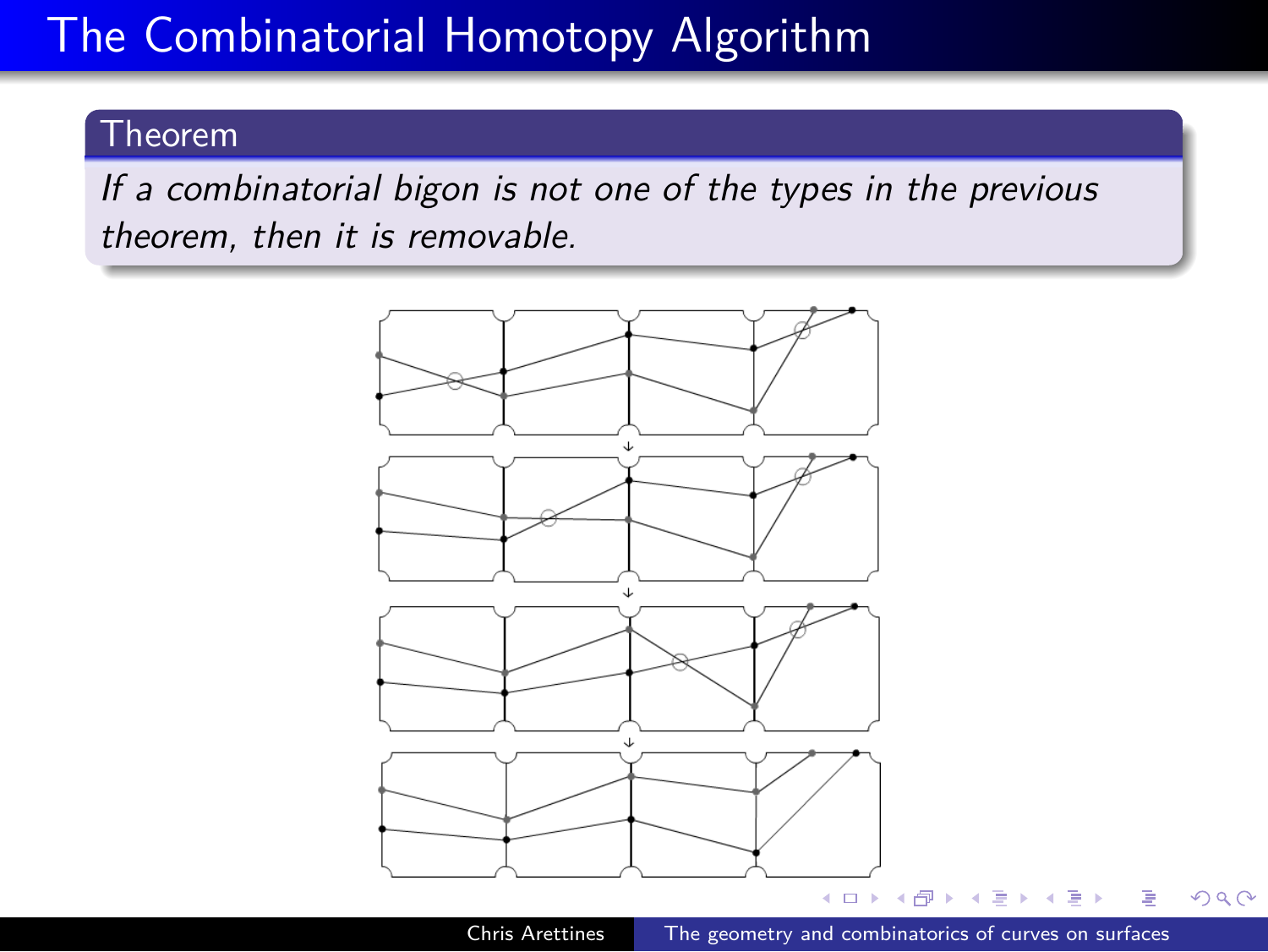# The Combinatorial Homotopy Algorithm

**Theorem**

*If a combinatorial bigon is not one of the types in the previous theorem, then it is removable.*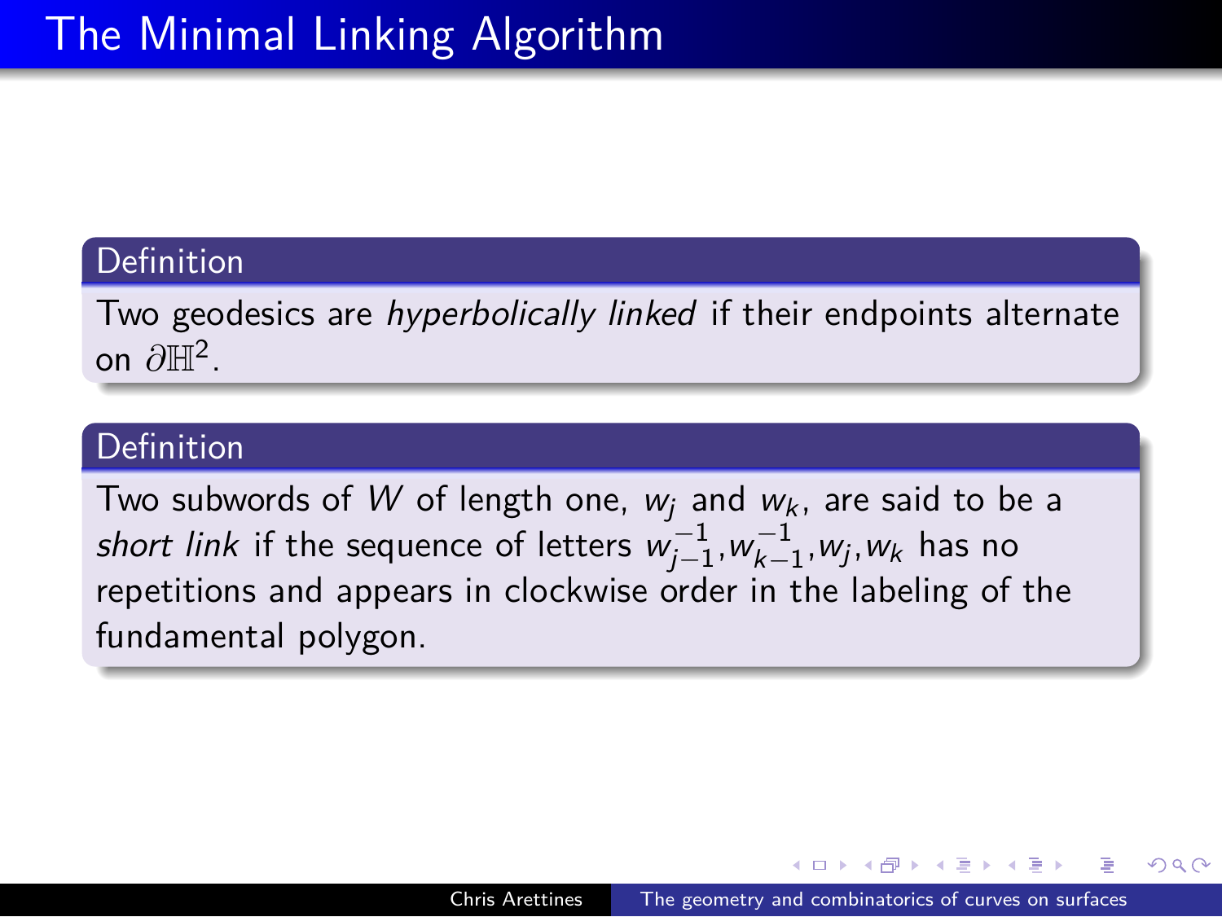# The Minimal Linking Algorithm

**Definition**

Two geodesics are *hyperbolically linked* if their endpoints alternate on $\partial\mathbb{H}^2$.

**Definition**

Two subwords of $W$ of length one, $w_j$ and $w_k$, are said to be a *short link* if the sequence of letters $w_{j-1}^{-1}, w_{k-1}^{-1}, w_j, w_k$ has no repetitions and appears in clockwise order in the labeling of the fundamental polygon.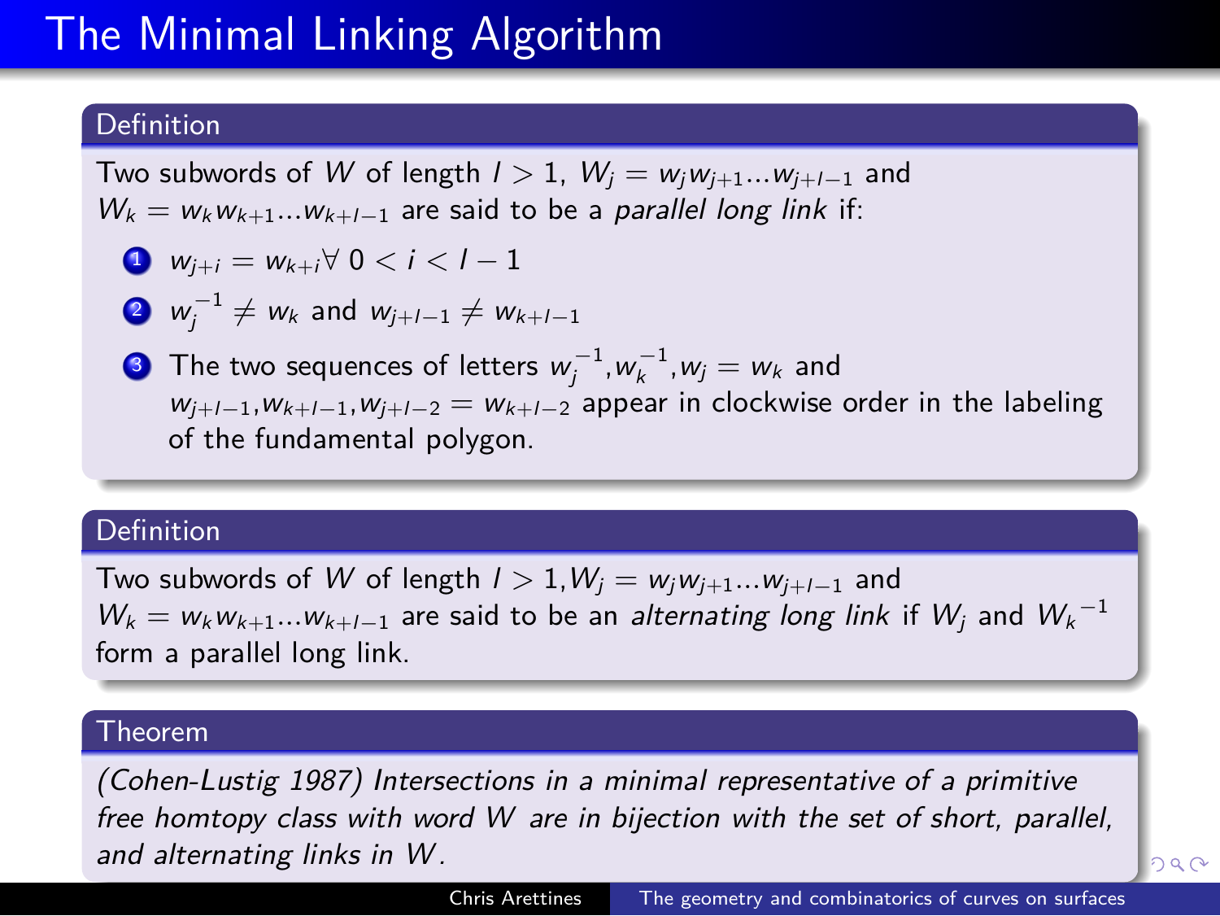# The Minimal Linking Algorithm

## Definition

Two subwords of $W$ of length $l > 1$, $W_j = w_j w_{j+1} ... w_{j+l-1}$ and $W_k = w_k w_{k+1} ... w_{k+l-1}$ are said to be a *parallel long link* if:

1. $w_{j+i} = w_{k+i} \forall \ 0 < i < l - 1$
2. $w_j^{-1} \neq w_k$ and $w_{j+l-1} \neq w_{k+l-1}$
3. The two sequences of letters $w_j^{-1}$,$w_k^{-1}$,$w_j = w_k$ and $w_{j+l-1}$,$w_{k+l-1}$,$w_{j+l-2} = w_{k+l-2}$ appear in clockwise order in the labeling of the fundamental polygon.

## Definition

Two subwords of $W$ of length $l > 1$,$W_j = w_j w_{j+1} ... w_{j+l-1}$ and $W_k = w_k w_{k+1} ... w_{k+l-1}$ are said to be an *alternating long link* if $W_j$ and ${W_k}^{-1}$ form a parallel long link.

## Theorem

*(Cohen-Lustig 1987) Intersections in a minimal representative of a primitive free homtopy class with word $W$ are in bijection with the set of short, parallel, and alternating links in $W$.*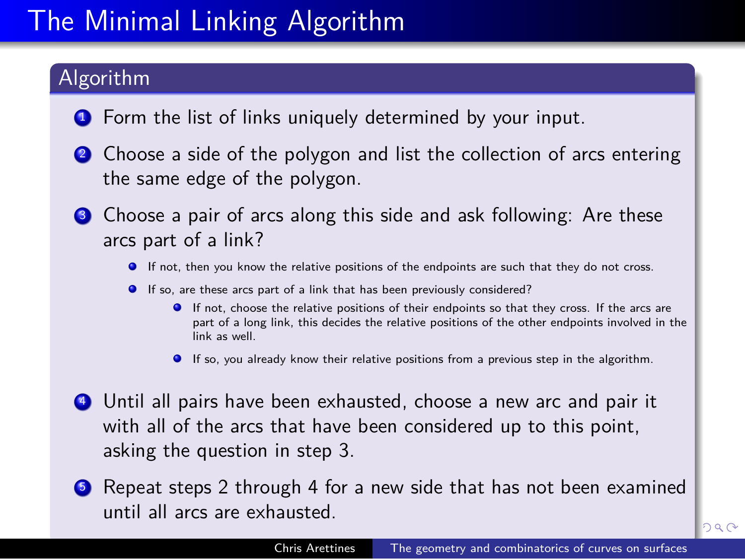# The Minimal Linking Algorithm

## Algorithm

1. Form the list of links uniquely determined by your input.
2. Choose a side of the polygon and list the collection of arcs entering the same edge of the polygon.
3. Choose a pair of arcs along this side and ask following: Are these arcs part of a link?
   - If not, then you know the relative positions of the endpoints are such that they do not cross.
   - If so, are these arcs part of a link that has been previously considered?
     - If not, choose the relative positions of their endpoints so that they cross. If the arcs are part of a long link, this decides the relative positions of the other endpoints involved in the link as well.
     - If so, you already know their relative positions from a previous step in the algorithm.
4. Until all pairs have been exhausted, choose a new arc and pair it with all of the arcs that have been considered up to this point, asking the question in step 3.
5. Repeat steps 2 through 4 for a new side that has not been examined until all arcs are exhausted.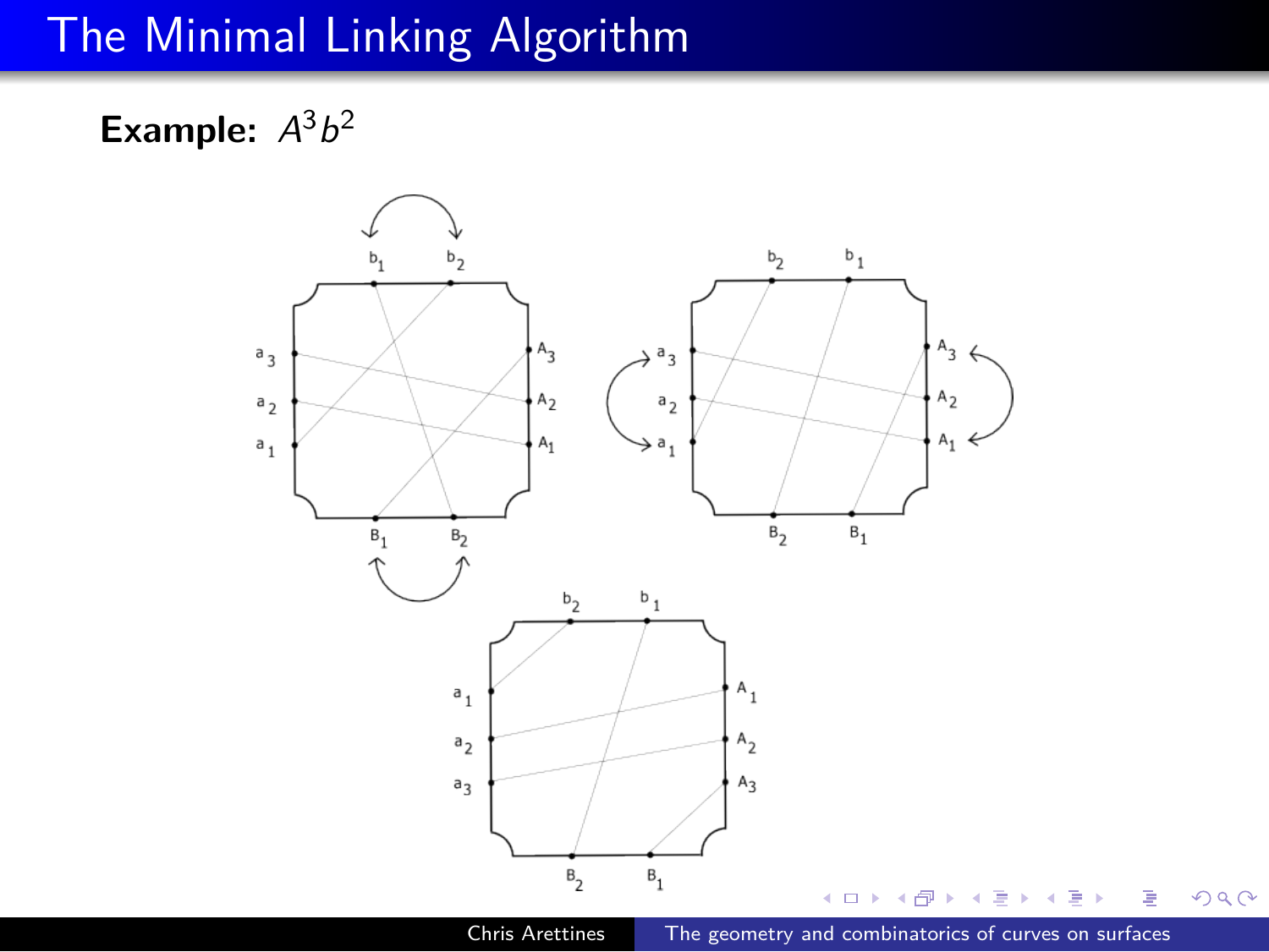# The Minimal Linking Algorithm

**Example:** $A^3b^2$

b1 b2
a3 a2 a1
A3 A2 A1
B1 B2

b2 b1
a3 a2 a1
A3 A2 A1
B2 B1

b2 b1
a1 a2 a3
A1 A2 A3
B2 B1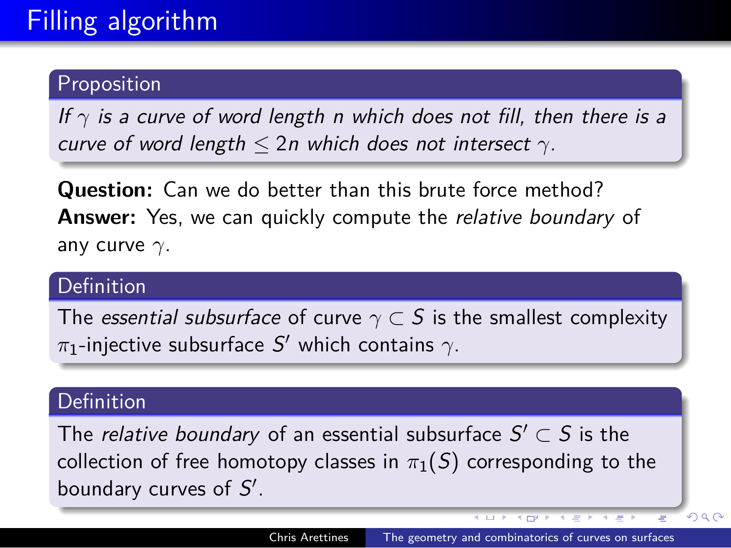# Filling algorithm

**Proposition**

*If $\gamma$ is a curve of word length $n$ which does not fill, then there is a curve of word length $\leq 2n$ which does not intersect $\gamma$.*

**Question:** Can we do better than this brute force method?
**Answer:** Yes, we can quickly compute the *relative boundary* of any curve $\gamma$.

**Definition**

The *essential subsurface* of curve $\gamma \subset S$ is the smallest complexity $\pi_1$-injective subsurface $S'$ which contains $\gamma$.

**Definition**

The *relative boundary* of an essential subsurface $S' \subset S$ is the collection of free homotopy classes in $\pi_1(S)$ corresponding to the boundary curves of $S'$.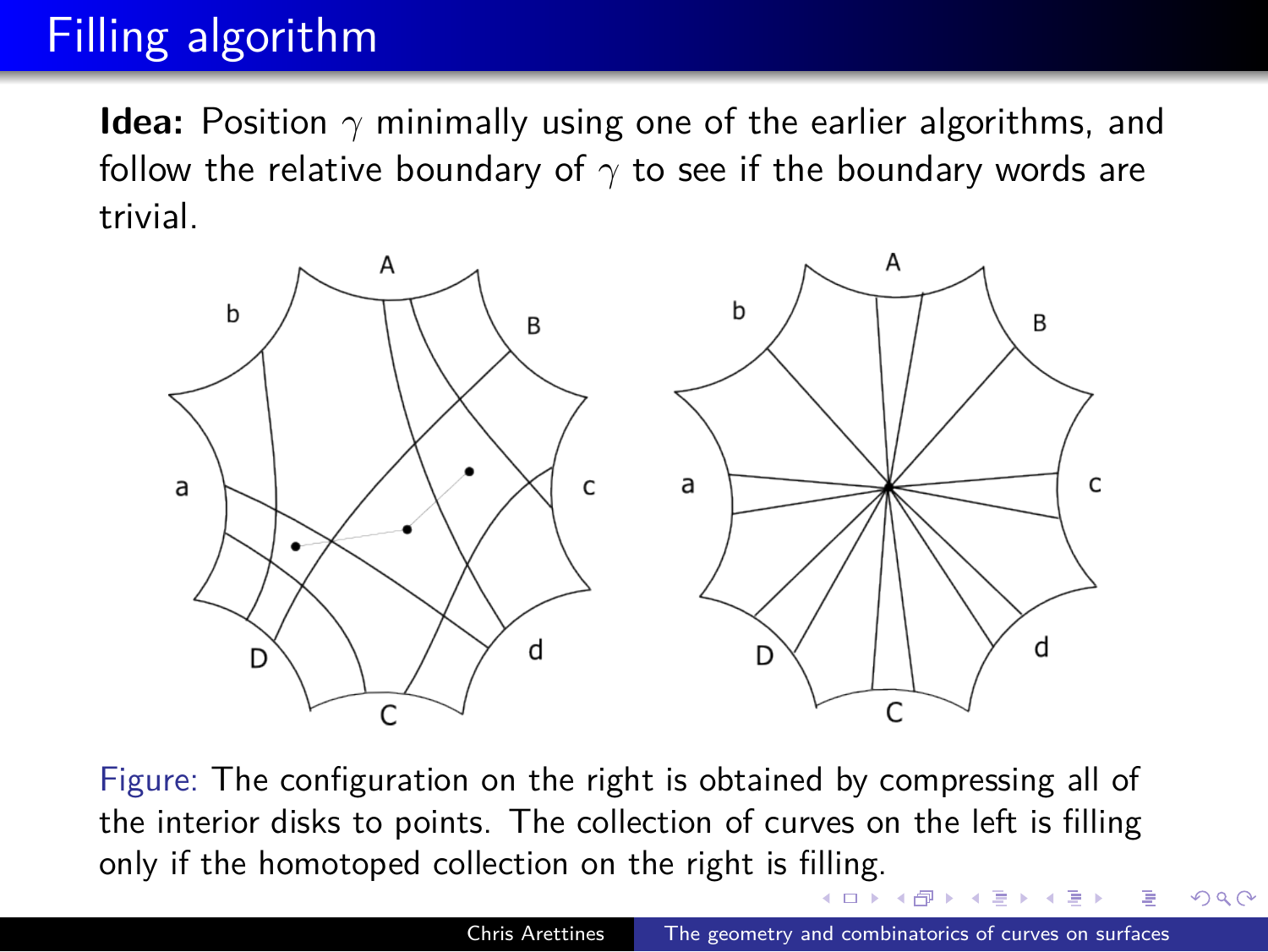# Filling algorithm

**Idea:** Position $\gamma$ minimally using one of the earlier algorithms, and follow the relative boundary of $\gamma$ to see if the boundary words are trivial.

A
b
B
a
c
D
d
C

A
b
B
a
c
D
d
C

Figure: The configuration on the right is obtained by compressing all of the interior disks to points. The collection of curves on the left is filling only if the homotoped collection on the right is filling.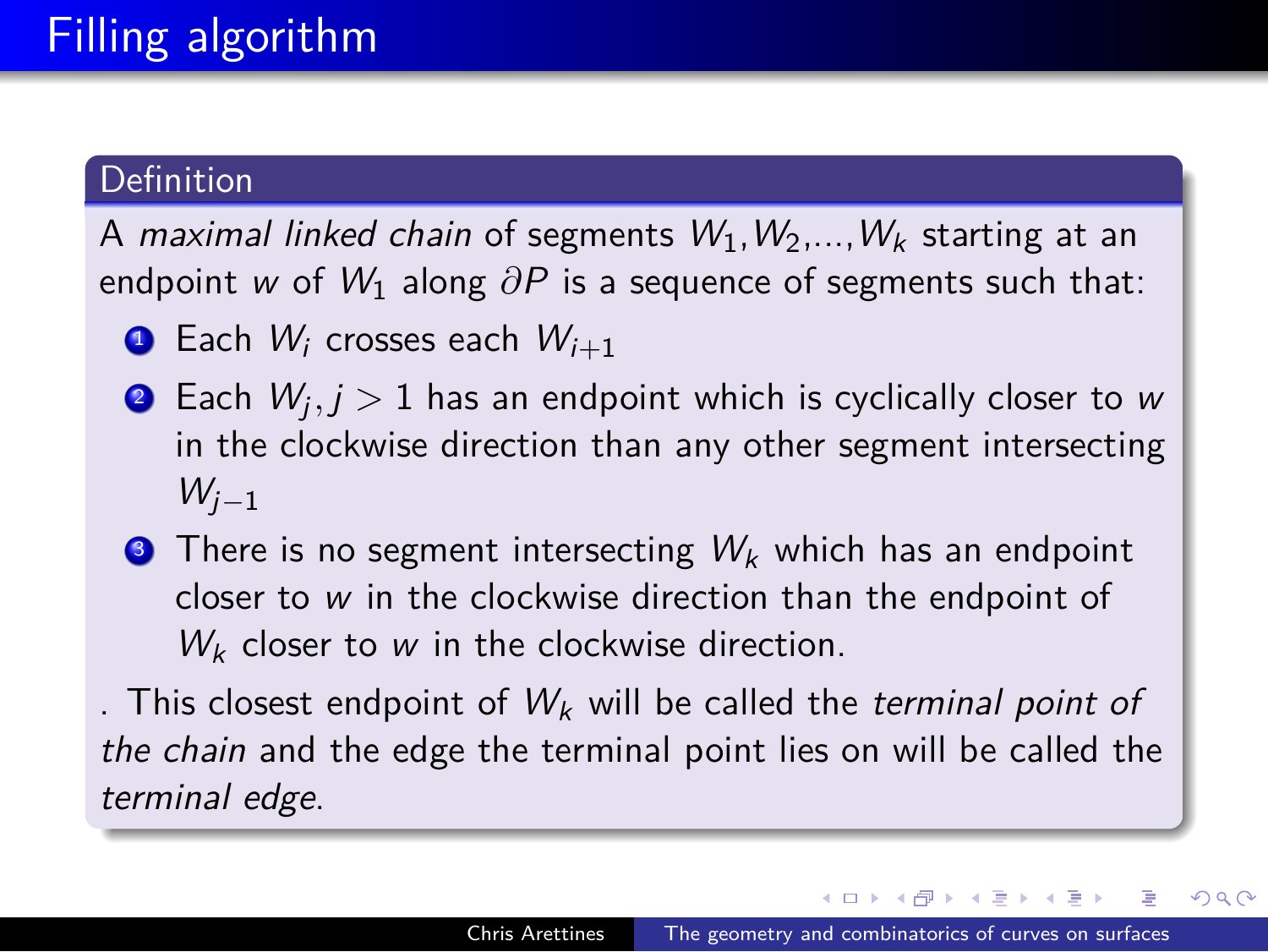# Filling algorithm

**Definition**

A *maximal linked chain* of segments $W_1, W_2, \ldots, W_k$ starting at an endpoint $w$ of $W_1$ along $\partial P$ is a sequence of segments such that:

1. Each $W_i$ crosses each $W_{i+1}$
2. Each $W_j, j > 1$ has an endpoint which is cyclically closer to $w$ in the clockwise direction than any other segment intersecting $W_{j-1}$
3. There is no segment intersecting $W_k$ which has an endpoint closer to $w$ in the clockwise direction than the endpoint of $W_k$ closer to $w$ in the clockwise direction.

. This closest endpoint of $W_k$ will be called the *terminal point of the chain* and the edge the terminal point lies on will be called the *terminal edge*.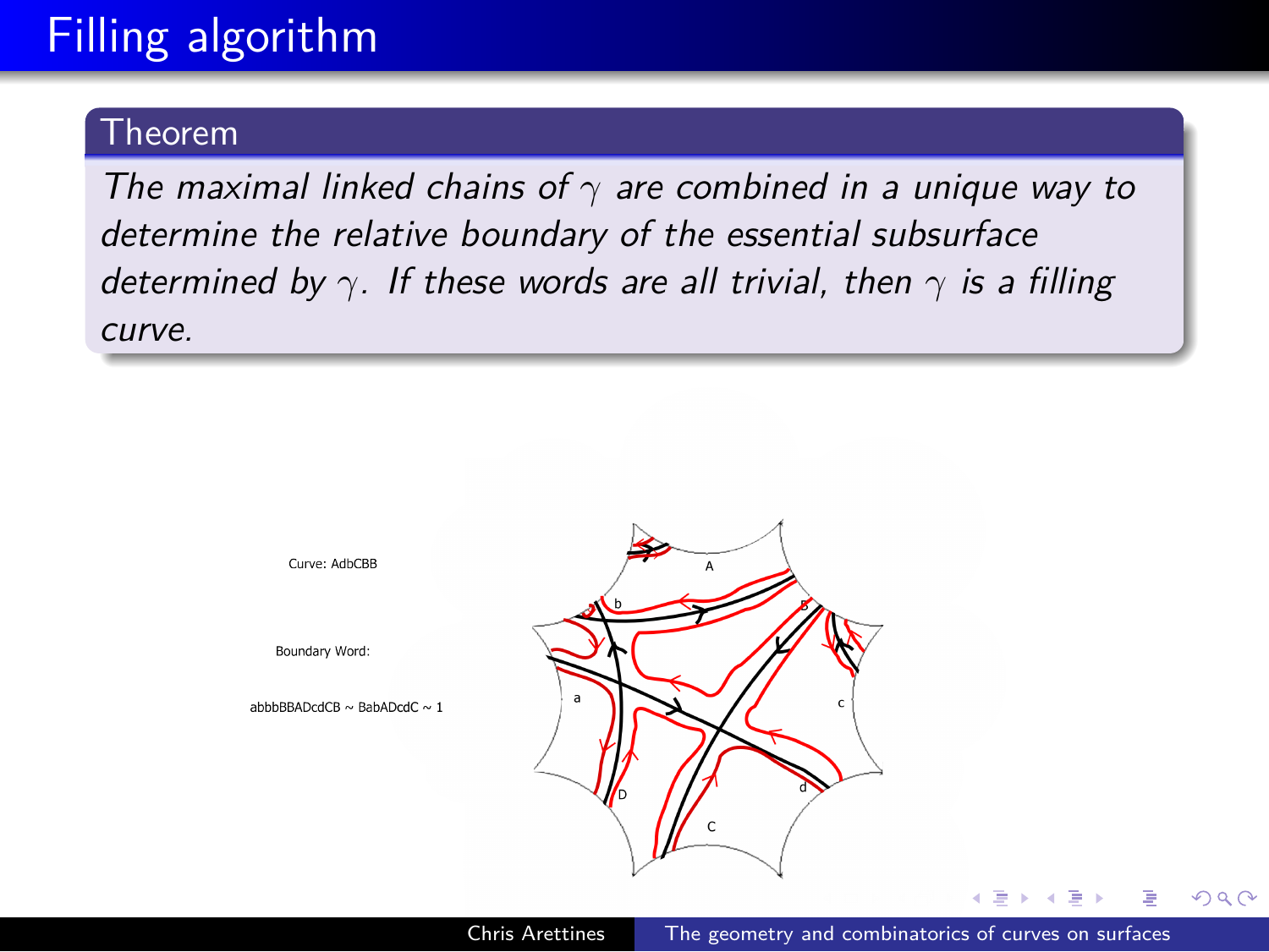# Filling algorithm

**Theorem**

*The maximal linked chains of $\gamma$ are combined in a unique way to determine the relative boundary of the essential subsurface determined by $\gamma$. If these words are all trivial, then $\gamma$ is a filling curve.*

Curve: AdbCBB

Boundary Word:

abbbBBADcdCB ~ BabADcdC ~ 1

A

b

B

a

c

D

d

C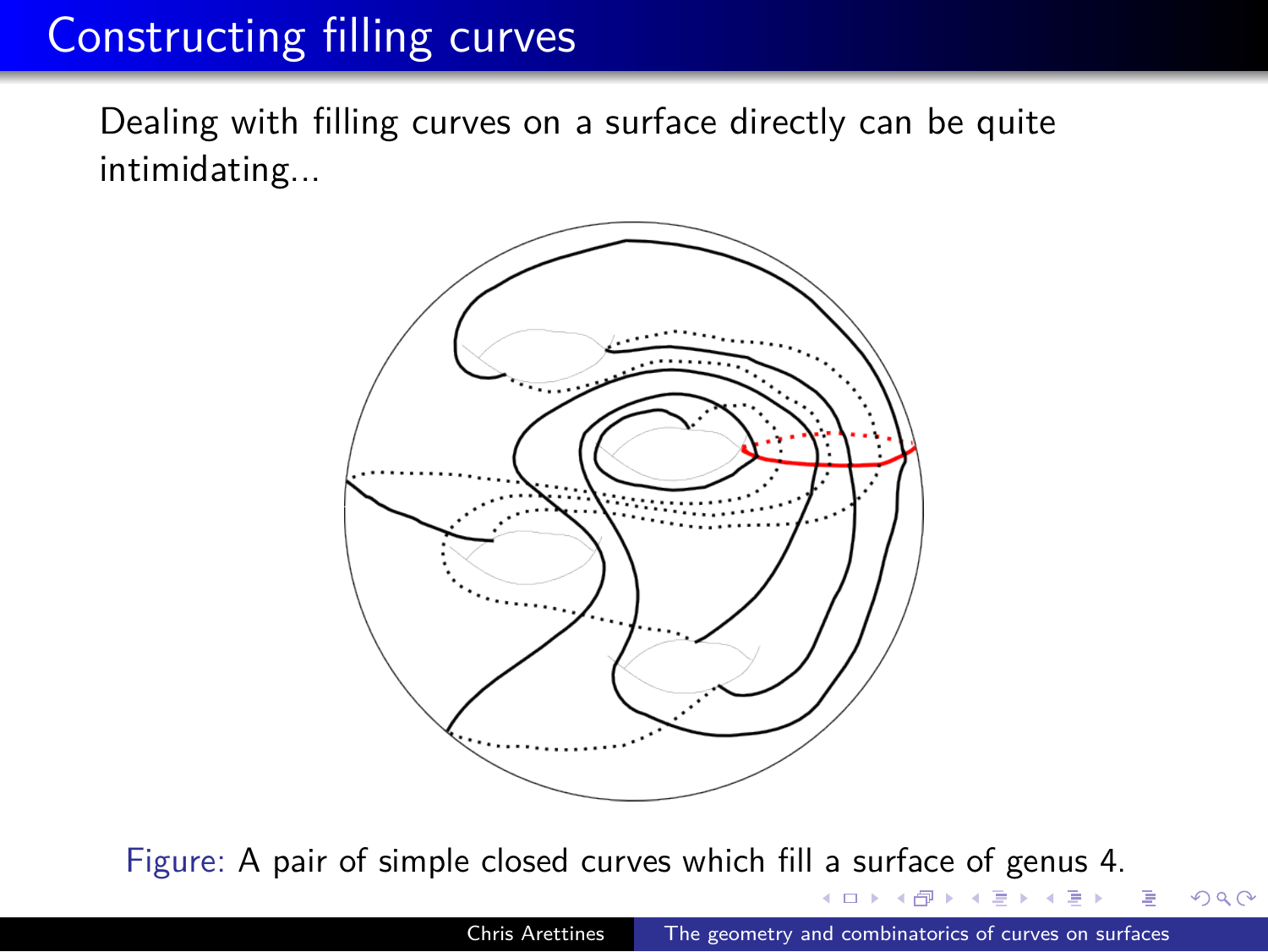# Constructing filling curves

Dealing with filling curves on a surface directly can be quite intimidating...

Figure: A pair of simple closed curves which fill a surface of genus 4.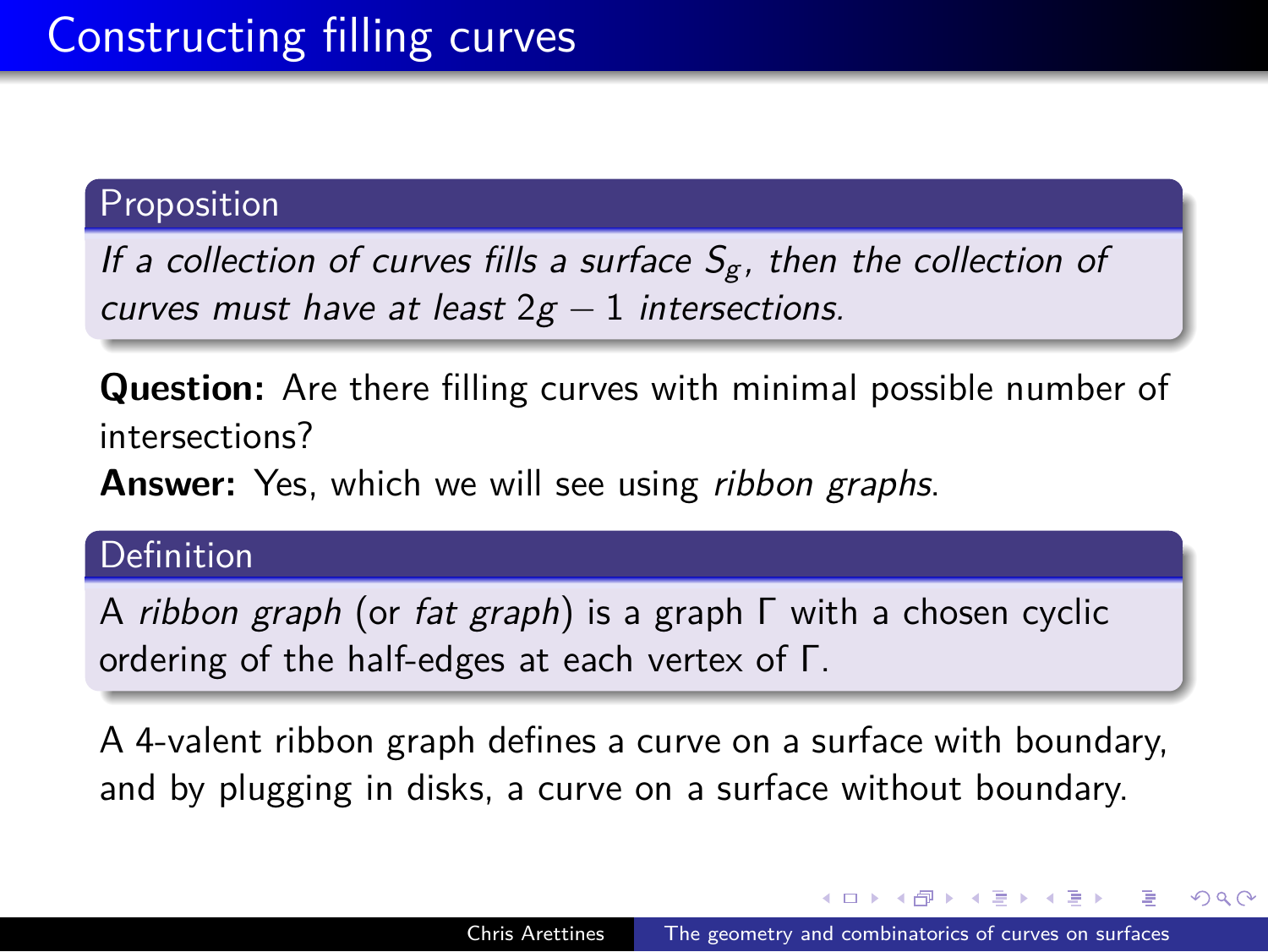# Constructing filling curves

**Proposition**

*If a collection of curves fills a surface $S_g$, then the collection of curves must have at least $2g - 1$ intersections.*

**Question:** Are there filling curves with minimal possible number of intersections?

**Answer:** Yes, which we will see using *ribbon graphs*.

**Definition**

A *ribbon graph* (or *fat graph*) is a graph $\Gamma$ with a chosen cyclic ordering of the half-edges at each vertex of $\Gamma$.

A 4-valent ribbon graph defines a curve on a surface with boundary, and by plugging in disks, a curve on a surface without boundary.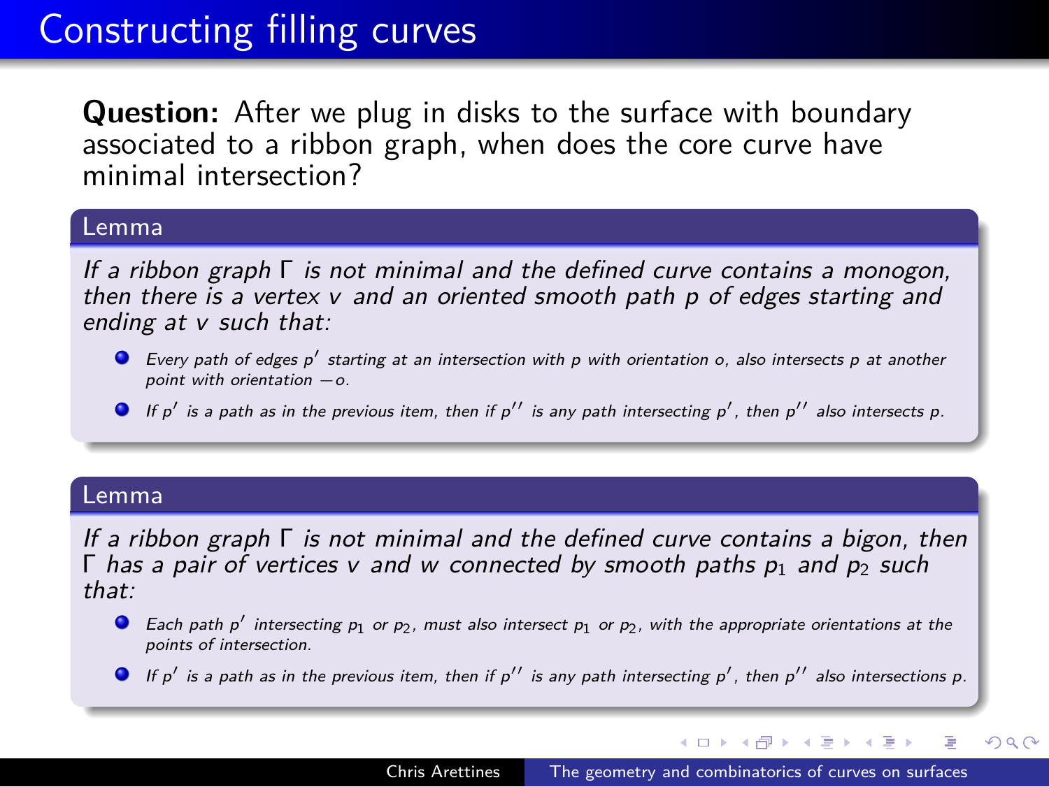## Constructing filling curves

**Question:** After we plug in disks to the surface with boundary associated to a ribbon graph, when does the core curve have minimal intersection?

**Lemma**

*If a ribbon graph $\Gamma$ is not minimal and the defined curve contains a monogon, then there is a vertex $v$ and an oriented smooth path $p$ of edges starting and ending at $v$ such that:*

- *Every path of edges $p'$ starting at an intersection with $p$ with orientation $o$, also intersects $p$ at another point with orientation $-o$.*
- *If $p'$ is a path as in the previous item, then if $p''$ is any path intersecting $p'$, then $p''$ also intersects $p$.*

**Lemma**

*If a ribbon graph $\Gamma$ is not minimal and the defined curve contains a bigon, then $\Gamma$ has a pair of vertices $v$ and $w$ connected by smooth paths $p_1$ and $p_2$ such that:*

- *Each path $p'$ intersecting $p_1$ or $p_2$, must also intersect $p_1$ or $p_2$, with the appropriate orientations at the points of intersection.*
- *If $p'$ is a path as in the previous item, then if $p''$ is any path intersecting $p'$, then $p''$ also intersections $p$.*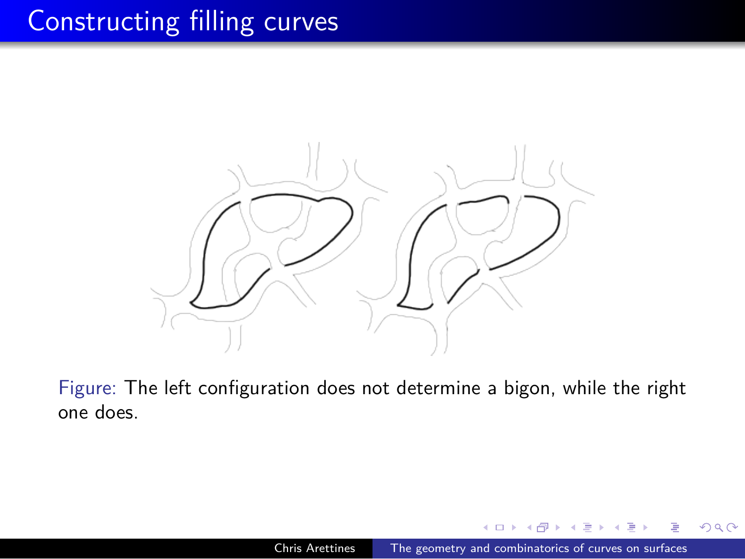# Constructing filling curves

Figure: The left configuration does not determine a bigon, while the right one does.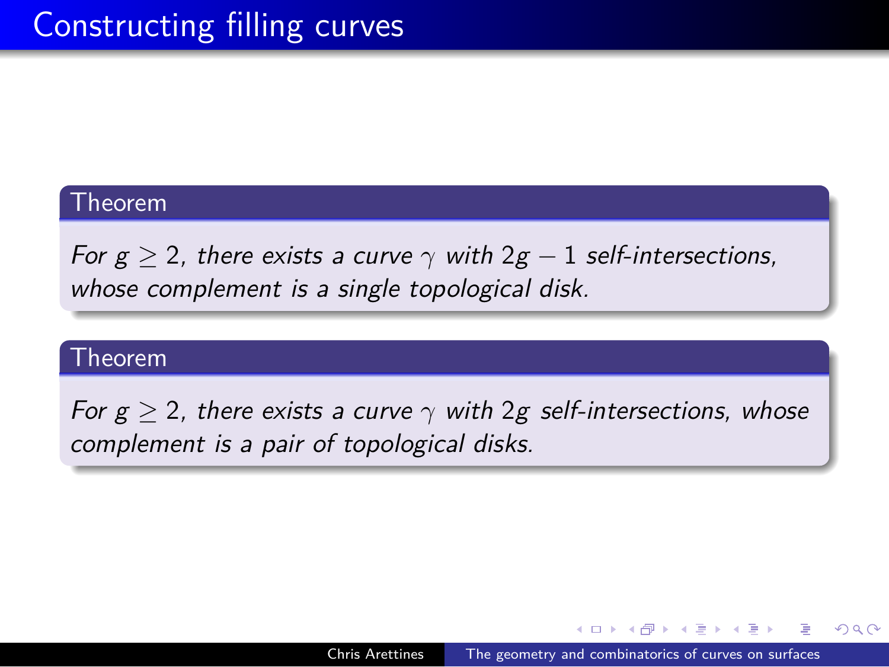# Constructing filling curves

**Theorem**

*For $g \geq 2$, there exists a curve $\gamma$ with $2g - 1$ self-intersections, whose complement is a single topological disk.*

**Theorem**

*For $g \geq 2$, there exists a curve $\gamma$ with $2g$ self-intersections, whose complement is a pair of topological disks.*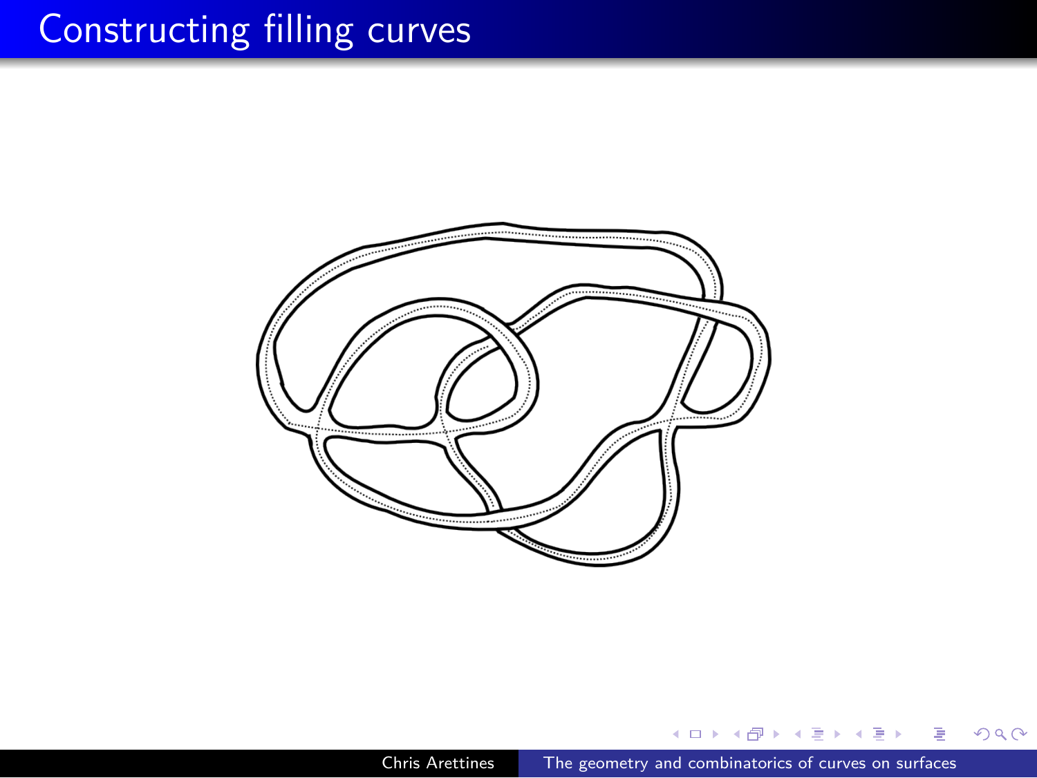# Constructing filling curves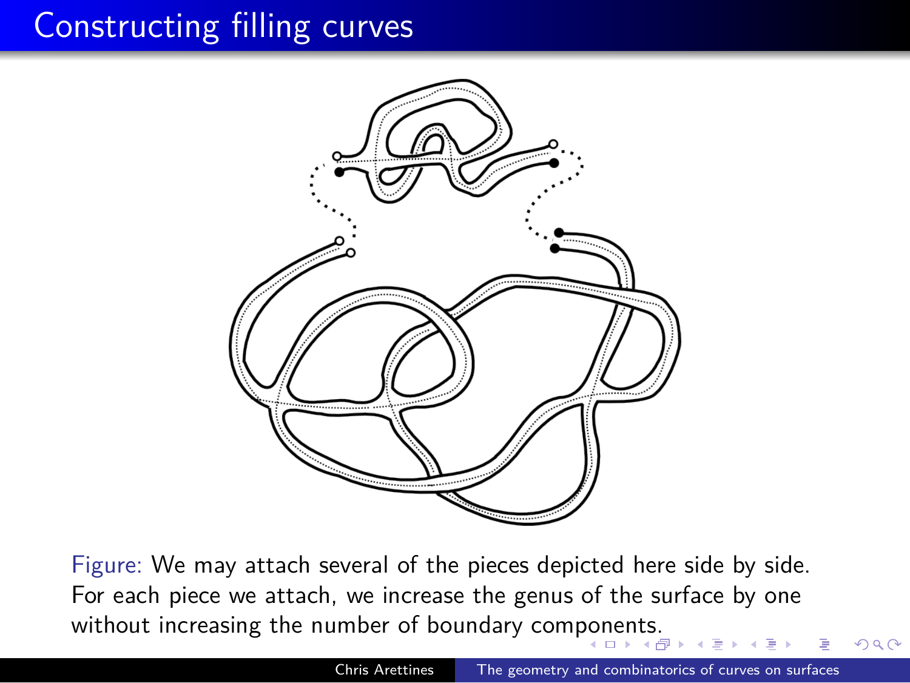# Constructing filling curves

Figure: We may attach several of the pieces depicted here side by side. For each piece we attach, we increase the genus of the surface by one without increasing the number of boundary components.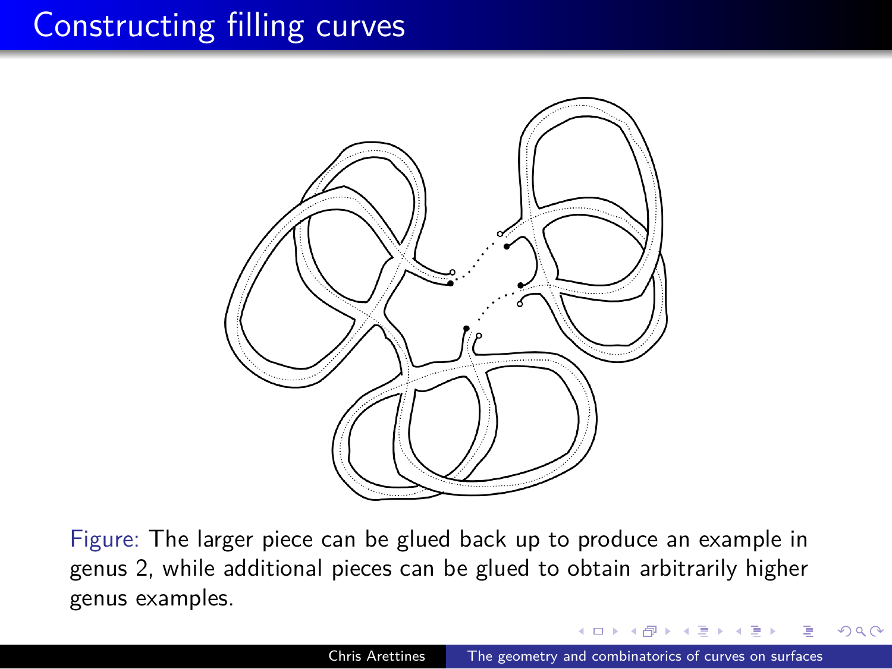# Constructing filling curves

Figure: The larger piece can be glued back up to produce an example in genus 2, while additional pieces can be glued to obtain arbitrarily higher genus examples.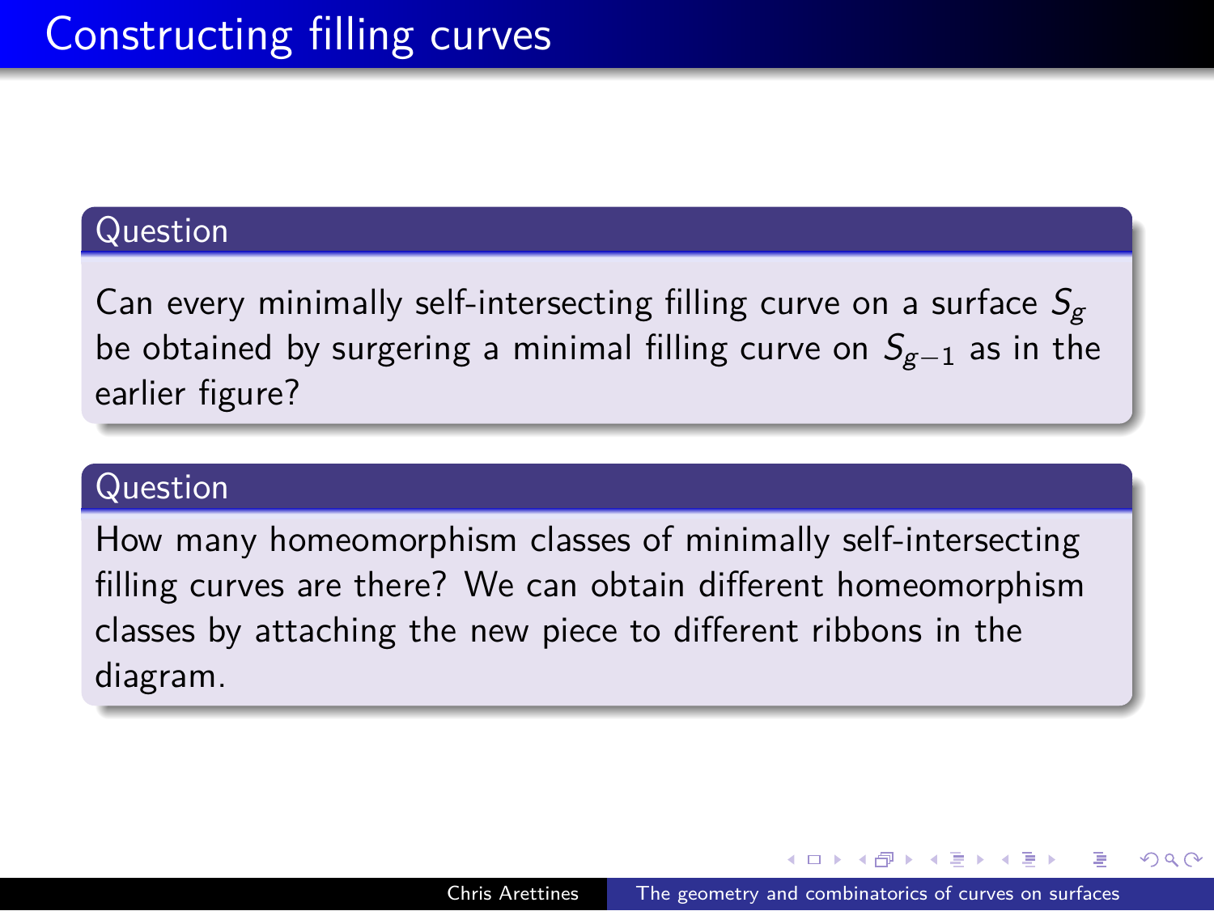# Constructing filling curves

**Question**

Can every minimally self-intersecting filling curve on a surface $S_g$ be obtained by surgering a minimal filling curve on $S_{g-1}$ as in the earlier figure?

**Question**

How many homeomorphism classes of minimally self-intersecting filling curves are there? We can obtain different homeomorphism classes by attaching the new piece to different ribbons in the diagram.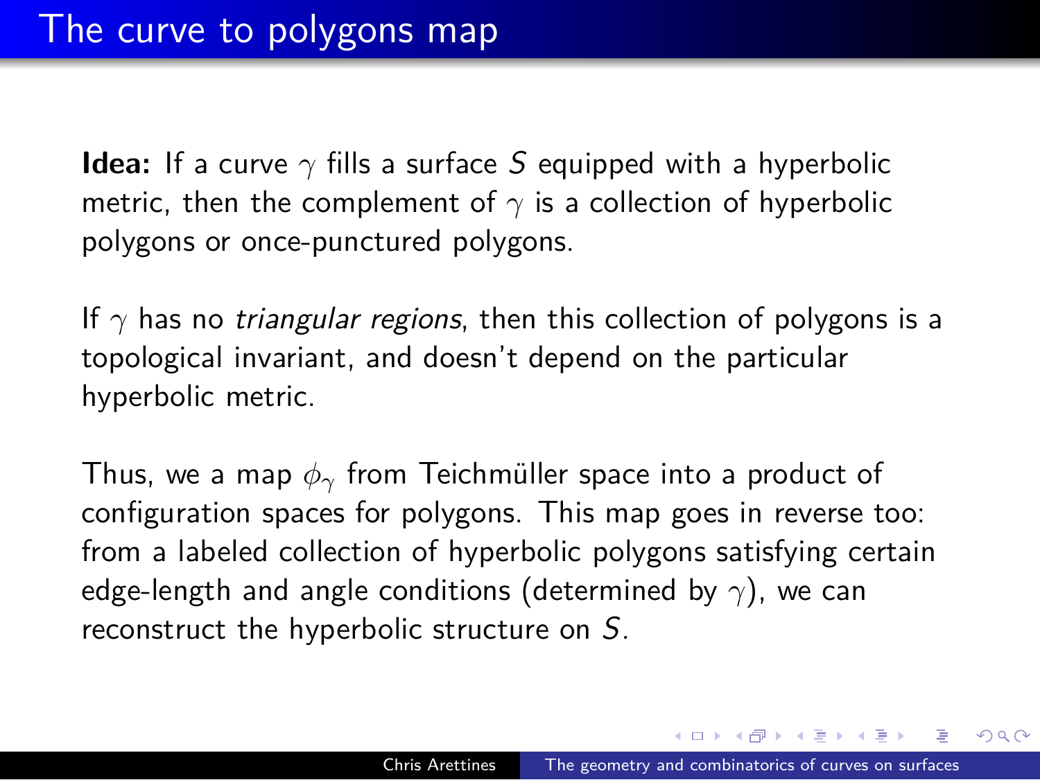# The curve to polygons map

**Idea:** If a curve $\gamma$ fills a surface $S$ equipped with a hyperbolic metric, then the complement of $\gamma$ is a collection of hyperbolic polygons or once-punctured polygons.

If $\gamma$ has no *triangular regions*, then this collection of polygons is a topological invariant, and doesn't depend on the particular hyperbolic metric.

Thus, we a map $\phi_\gamma$ from Teichmüller space into a product of configuration spaces for polygons. This map goes in reverse too: from a labeled collection of hyperbolic polygons satisfying certain edge-length and angle conditions (determined by $\gamma$), we can reconstruct the hyperbolic structure on $S$.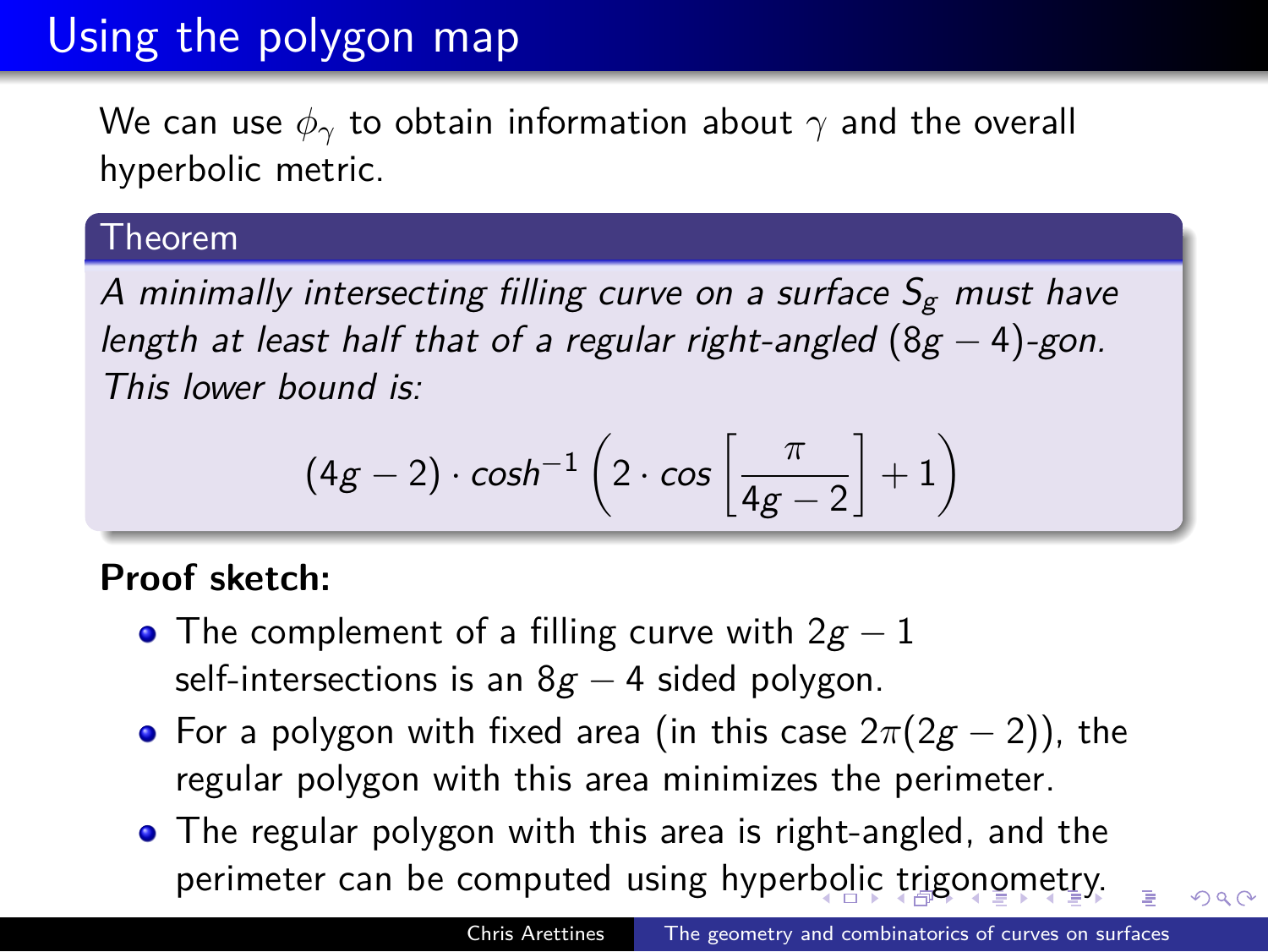# Using the polygon map

We can use $\phi_\gamma$ to obtain information about $\gamma$ and the overall hyperbolic metric.

**Theorem**

*A minimally intersecting filling curve on a surface $S_g$ must have length at least half that of a regular right-angled $(8g-4)$-gon. This lower bound is:*

$$(4g-2) \cdot \cosh^{-1}\left(2 \cdot \cos\left[\frac{\pi}{4g-2}\right] + 1\right)$$

**Proof sketch:**

- The complement of a filling curve with $2g-1$ self-intersections is an $8g-4$ sided polygon.
- For a polygon with fixed area (in this case $2\pi(2g-2)$), the regular polygon with this area minimizes the perimeter.
- The regular polygon with this area is right-angled, and the perimeter can be computed using hyperbolic trigonometry.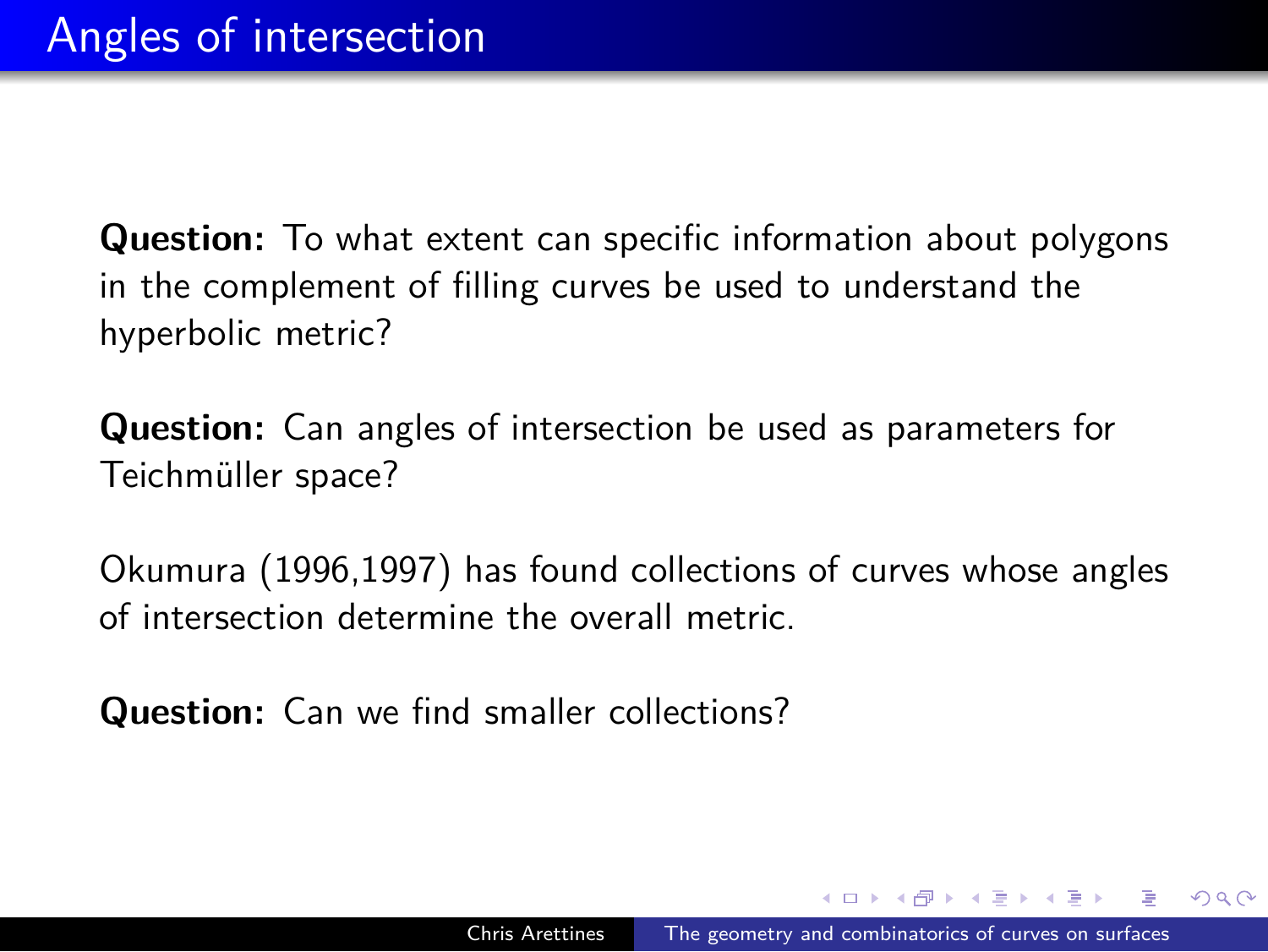# Angles of intersection

**Question:** To what extent can specific information about polygons in the complement of filling curves be used to understand the hyperbolic metric?

**Question:** Can angles of intersection be used as parameters for Teichmüller space?

Okumura (1996,1997) has found collections of curves whose angles of intersection determine the overall metric.

**Question:** Can we find smaller collections?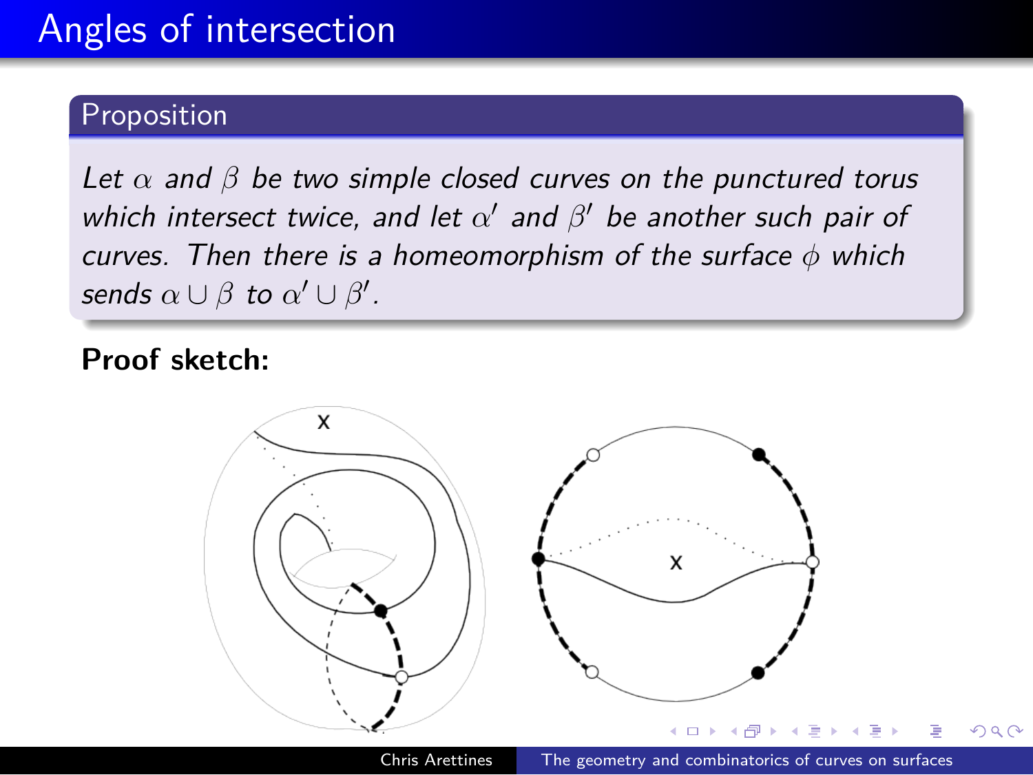# Angles of intersection

## Proposition

*Let $\alpha$ and $\beta$ be two simple closed curves on the punctured torus which intersect twice, and let $\alpha'$ and $\beta'$ be another such pair of curves. Then there is a homeomorphism of the surface $\phi$ which sends $\alpha \cup \beta$ to $\alpha' \cup \beta'$.*

**Proof sketch:**

x

x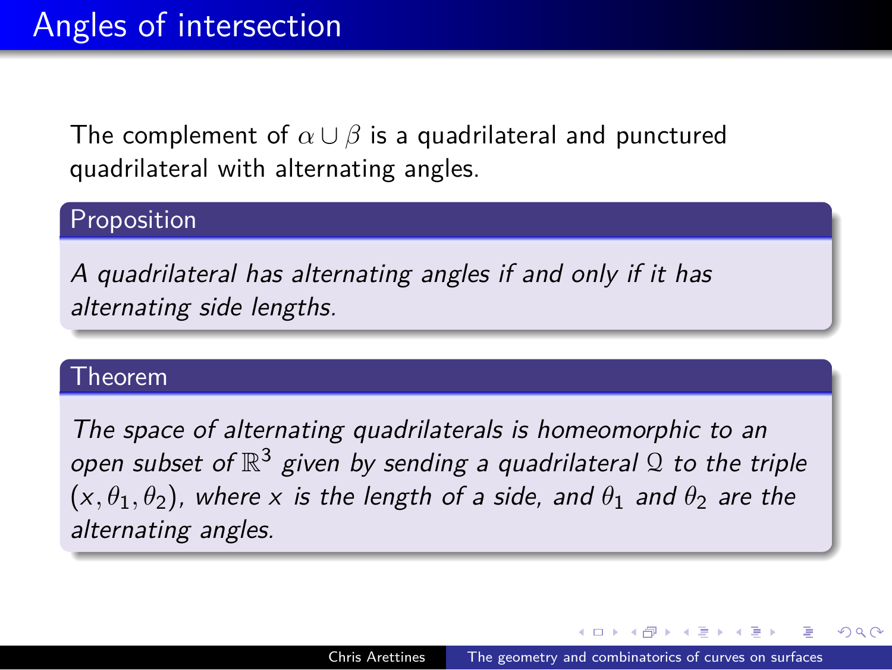# Angles of intersection

The complement of $\alpha \cup \beta$ is a quadrilateral and punctured quadrilateral with alternating angles.

**Proposition**

*A quadrilateral has alternating angles if and only if it has alternating side lengths.*

**Theorem**

*The space of alternating quadrilaterals is homeomorphic to an open subset of $\mathbb{R}^3$ given by sending a quadrilateral $\mathcal{Q}$ to the triple $(x, \theta_1, \theta_2)$, where $x$ is the length of a side, and $\theta_1$ and $\theta_2$ are the alternating angles.*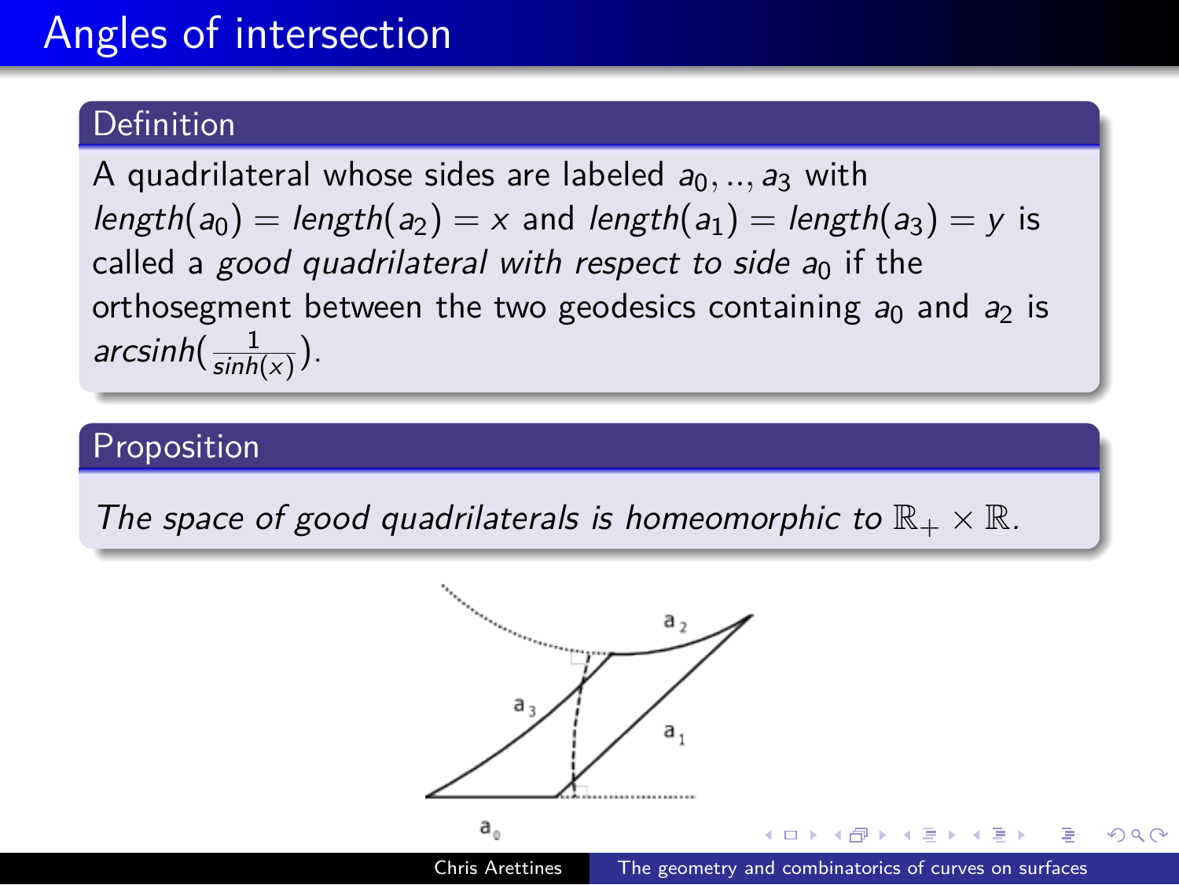# Angles of intersection

## Definition

A quadrilateral whose sides are labeled $a_0, .., a_3$ with $length(a_0) = length(a_2) = x$ and $length(a_1) = length(a_3) = y$ is called a *good quadrilateral with respect to side* $a_0$ if the orthosegment between the two geodesics containing $a_0$ and $a_2$ is $arcsinh(\frac{1}{sinh(x)})$.

## Proposition

*The space of good quadrilaterals is homeomorphic to* $\mathbb{R}_+ \times \mathbb{R}$.

a 2

a 3

a 1

a 0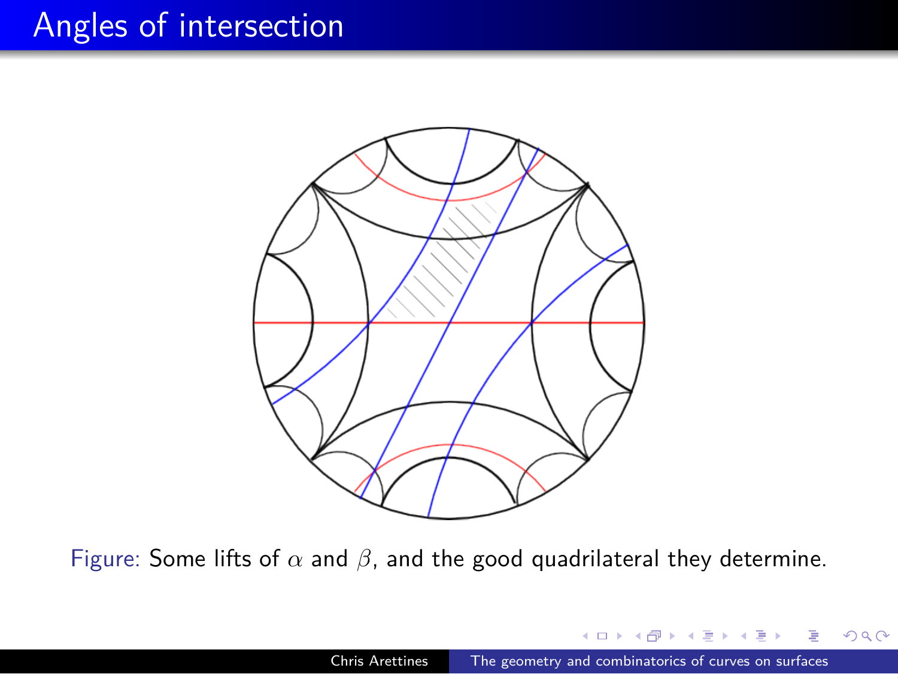# Angles of intersection

Figure: Some lifts of $\alpha$ and $\beta$, and the good quadrilateral they determine.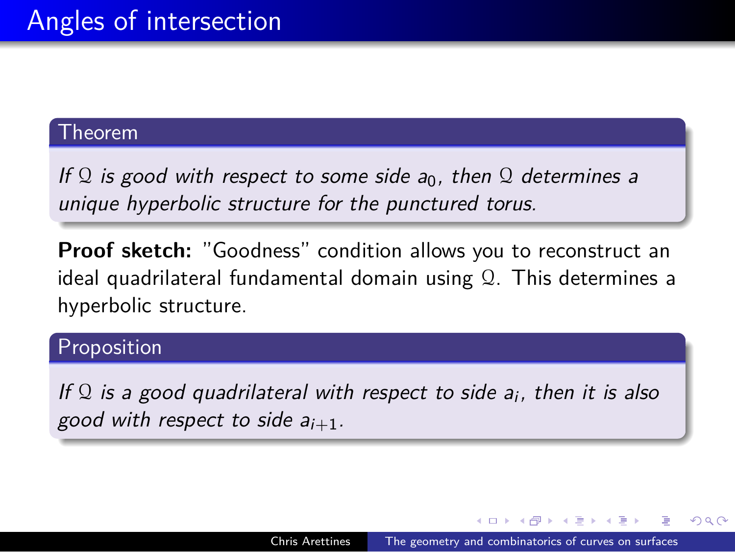# Angles of intersection

**Theorem**

*If $\mathcal{Q}$ is good with respect to some side $a_0$, then $\mathcal{Q}$ determines a unique hyperbolic structure for the punctured torus.*

**Proof sketch:** "Goodness" condition allows you to reconstruct an ideal quadrilateral fundamental domain using $\mathcal{Q}$. This determines a hyperbolic structure.

**Proposition**

*If $\mathcal{Q}$ is a good quadrilateral with respect to side $a_i$, then it is also good with respect to side $a_{i+1}$.*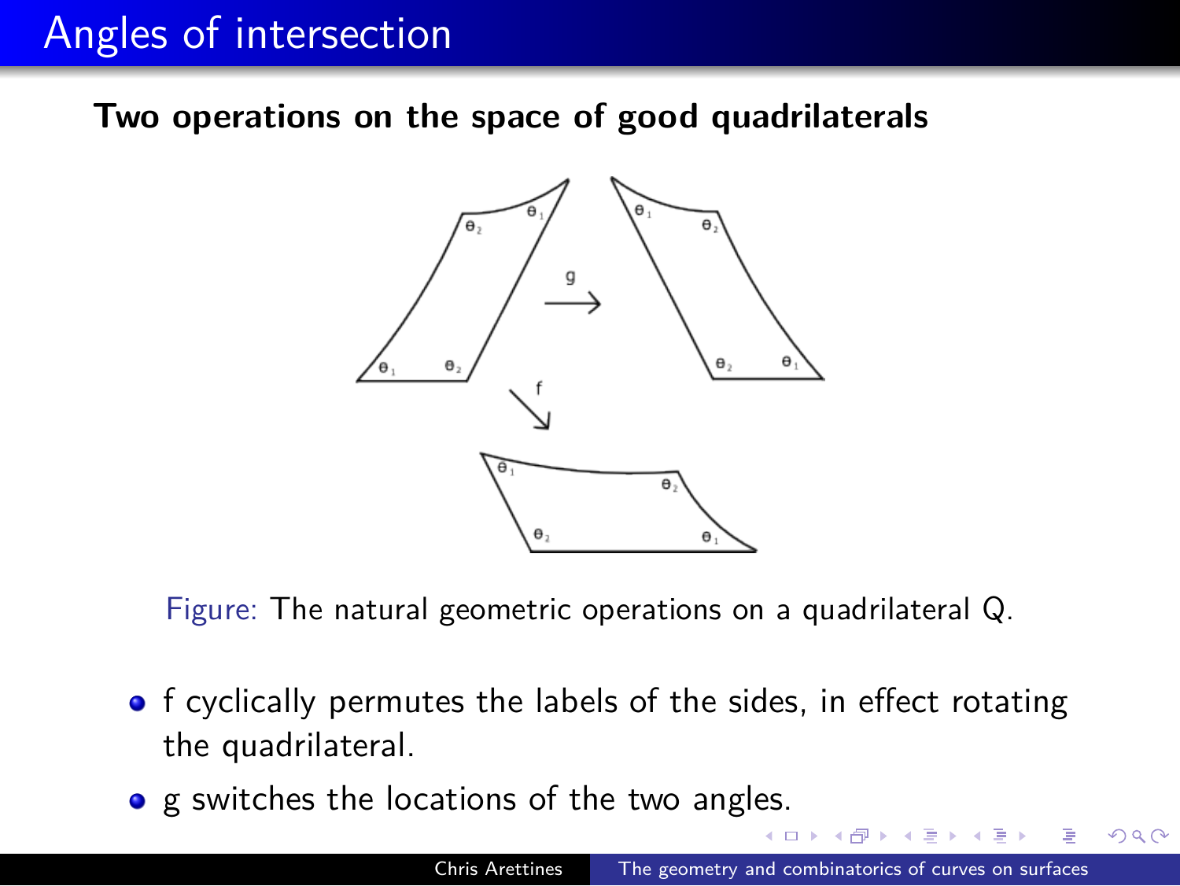# Angles of intersection

**Two operations on the space of good quadrilaterals**

Figure: The natural geometric operations on a quadrilateral Q.

- f cyclically permutes the labels of the sides, in effect rotating the quadrilateral.
- g switches the locations of the two angles.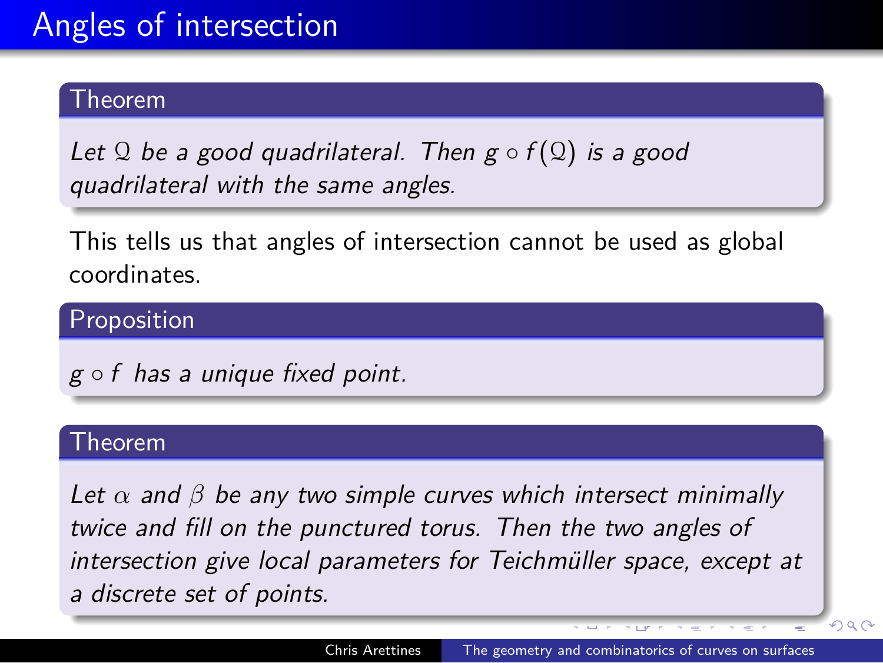# Angles of intersection

**Theorem**

*Let $\mathcal{Q}$ be a good quadrilateral. Then $g \circ f(\mathcal{Q})$ is a good quadrilateral with the same angles.*

This tells us that angles of intersection cannot be used as global coordinates.

**Proposition**

*$g \circ f$ has a unique fixed point.*

**Theorem**

*Let $\alpha$ and $\beta$ be any two simple curves which intersect minimally twice and fill on the punctured torus. Then the two angles of intersection give local parameters for Teichmüller space, except at a discrete set of points.*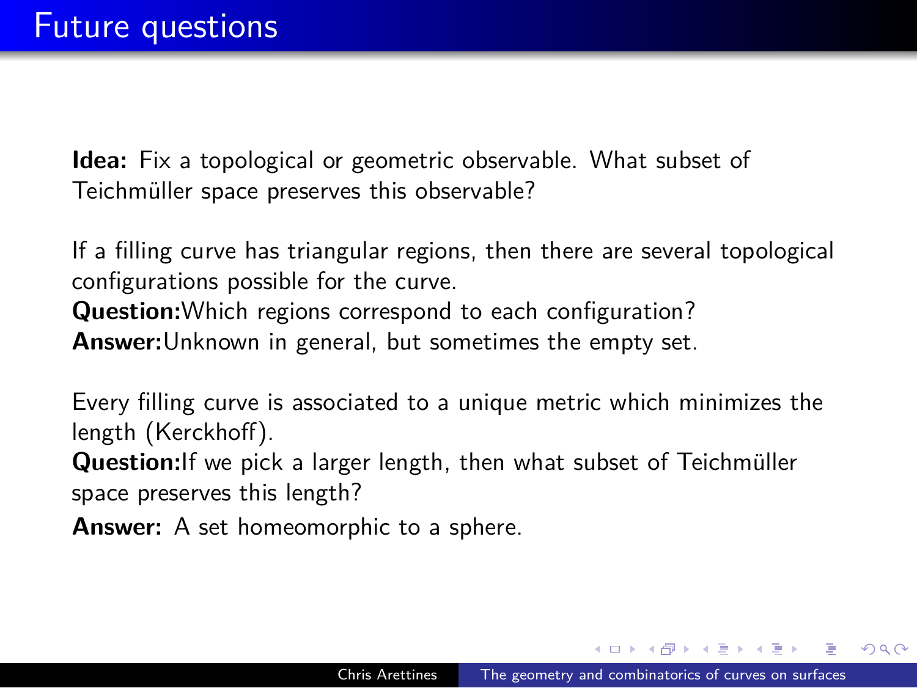# Future questions

**Idea:** Fix a topological or geometric observable. What subset of Teichmüller space preserves this observable?

If a filling curve has triangular regions, then there are several topological configurations possible for the curve.
**Question:**Which regions correspond to each configuration?
**Answer:**Unknown in general, but sometimes the empty set.

Every filling curve is associated to a unique metric which minimizes the length (Kerckhoff).
**Question:**If we pick a larger length, then what subset of Teichmüller space preserves this length?
**Answer:** A set homeomorphic to a sphere.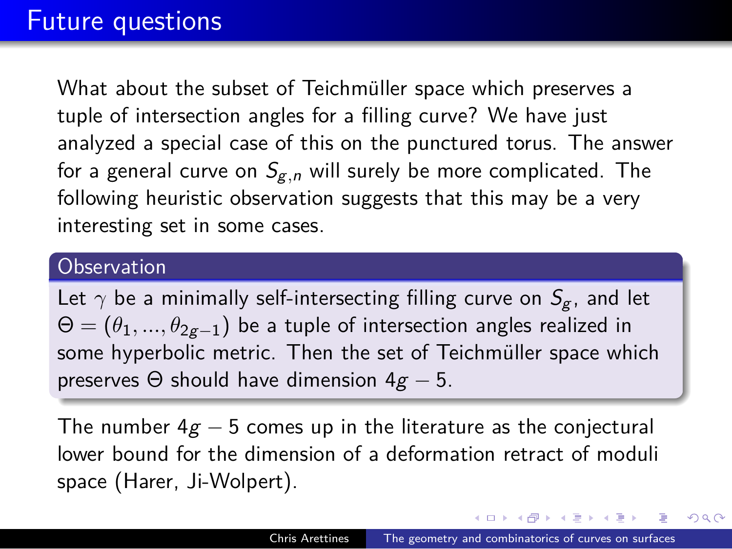# Future questions

What about the subset of Teichmüller space which preserves a tuple of intersection angles for a filling curve? We have just analyzed a special case of this on the punctured torus. The answer for a general curve on $S_{g,n}$ will surely be more complicated. The following heuristic observation suggests that this may be a very interesting set in some cases.

**Observation**

Let $\gamma$ be a minimally self-intersecting filling curve on $S_g$, and let $\Theta = (\theta_1, ..., \theta_{2g-1})$ be a tuple of intersection angles realized in some hyperbolic metric. Then the set of Teichmüller space which preserves $\Theta$ should have dimension $4g - 5$.

The number $4g - 5$ comes up in the literature as the conjectural lower bound for the dimension of a deformation retract of moduli space (Harer, Ji-Wolpert).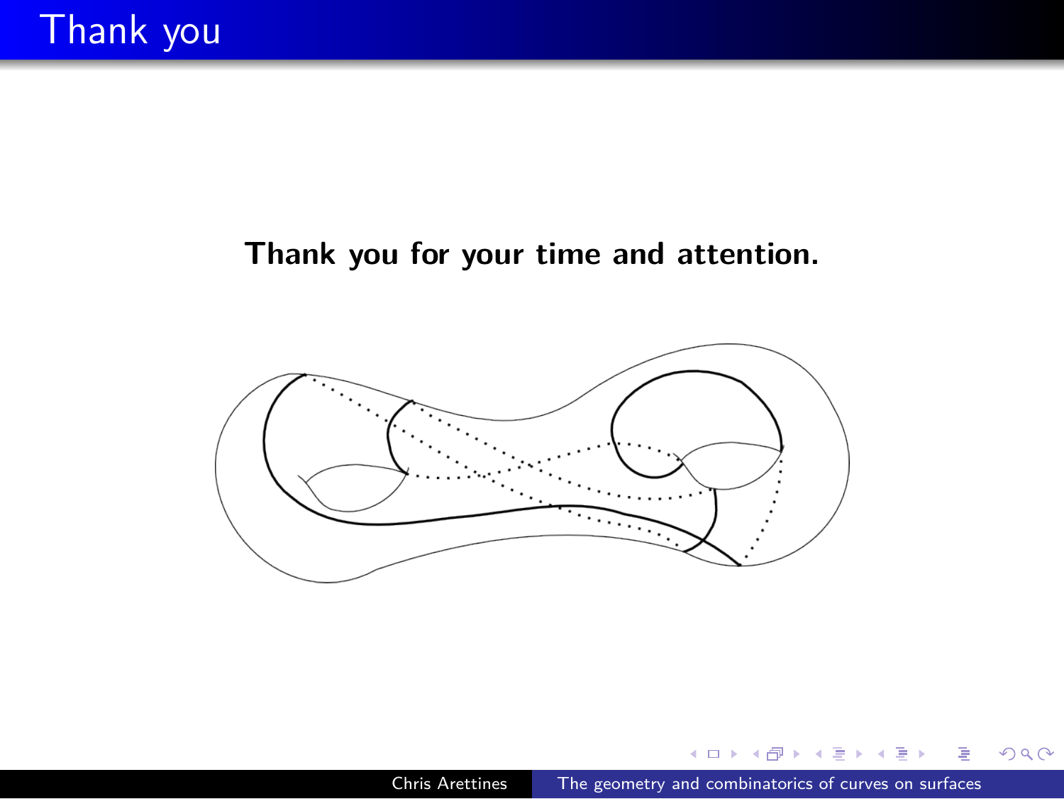# Thank you

**Thank you for your time and attention.**